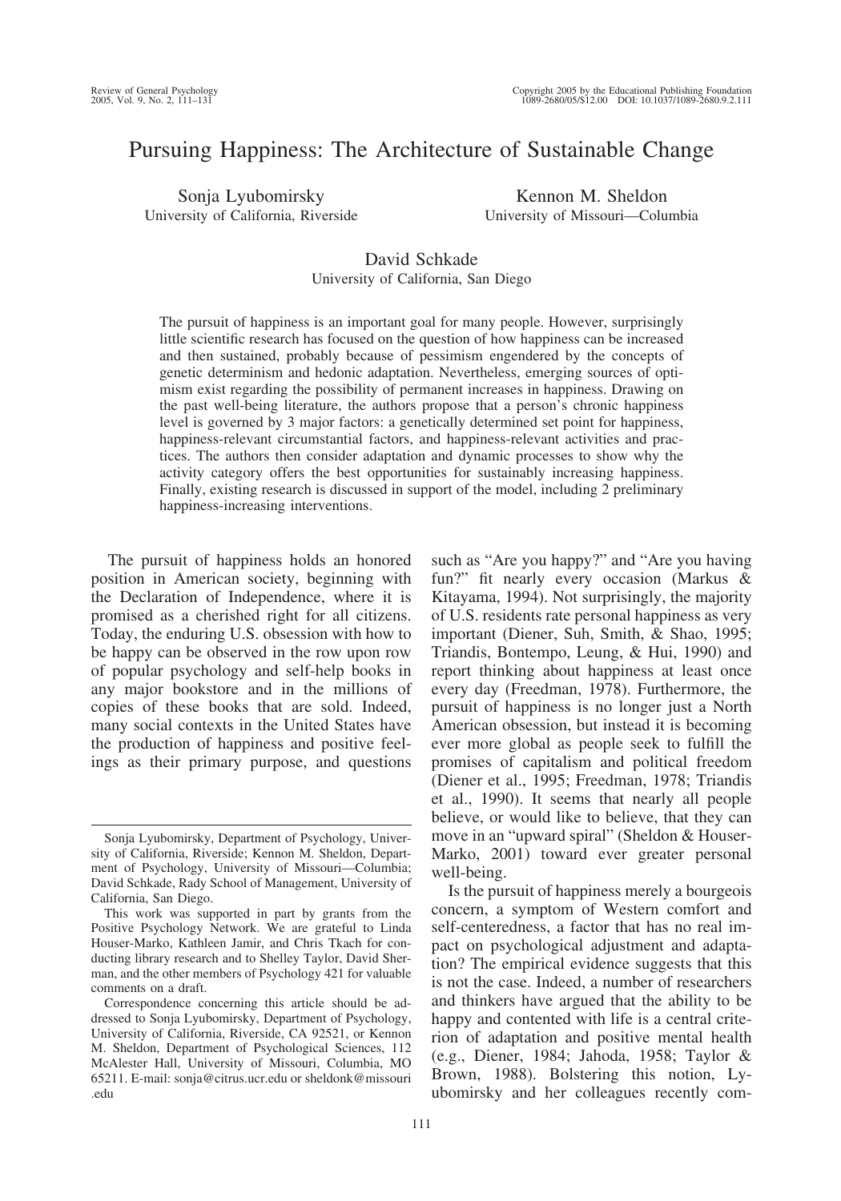# Pursuing Happiness: The Architecture of Sustainable Change

Sonja Lyubomirsky
University of California, Riverside

Kennon M. Sheldon
University of Missouri—Columbia

David Schkade
University of California, San Diego

The pursuit of happiness is an important goal for many people. However, surprisingly little scientific research has focused on the question of how happiness can be increased and then sustained, probably because of pessimism engendered by the concepts of genetic determinism and hedonic adaptation. Nevertheless, emerging sources of optimism exist regarding the possibility of permanent increases in happiness. Drawing on the past well-being literature, the authors propose that a person's chronic happiness level is governed by 3 major factors: a genetically determined set point for happiness, happiness-relevant circumstantial factors, and happiness-relevant activities and practices. The authors then consider adaptation and dynamic processes to show why the activity category offers the best opportunities for sustainably increasing happiness. Finally, existing research is discussed in support of the model, including 2 preliminary happiness-increasing interventions.

The pursuit of happiness holds an honored position in American society, beginning with the Declaration of Independence, where it is promised as a cherished right for all citizens. Today, the enduring U.S. obsession with how to be happy can be observed in the row upon row of popular psychology and self-help books in any major bookstore and in the millions of copies of these books that are sold. Indeed, many social contexts in the United States have the production of happiness and positive feelings as their primary purpose, and questions such as "Are you happy?" and "Are you having fun?" fit nearly every occasion (Markus & Kitayama, 1994). Not surprisingly, the majority of U.S. residents rate personal happiness as very important (Diener, Suh, Smith, & Shao, 1995; Triandis, Bontempo, Leung, & Hui, 1990) and report thinking about happiness at least once every day (Freedman, 1978). Furthermore, the pursuit of happiness is no longer just a North American obsession, but instead it is becoming ever more global as people seek to fulfill the promises of capitalism and political freedom (Diener et al., 1995; Freedman, 1978; Triandis et al., 1990). It seems that nearly all people believe, or would like to believe, that they can move in an "upward spiral" (Sheldon & Houser-Marko, 2001) toward ever greater personal well-being.

Is the pursuit of happiness merely a bourgeois concern, a symptom of Western comfort and self-centeredness, a factor that has no real impact on psychological adjustment and adaptation? The empirical evidence suggests that this is not the case. Indeed, a number of researchers and thinkers have argued that the ability to be happy and contented with life is a central criterion of adaptation and positive mental health (e.g., Diener, 1984; Jahoda, 1958; Taylor & Brown, 1988). Bolstering this notion, Lyubomirsky and her colleagues recently com-

---

Sonja Lyubomirsky, Department of Psychology, University of California, Riverside; Kennon M. Sheldon, Department of Psychology, University of Missouri—Columbia; David Schkade, Rady School of Management, University of California, San Diego.

This work was supported in part by grants from the Positive Psychology Network. We are grateful to Linda Houser-Marko, Kathleen Jamir, and Chris Tkach for conducting library research and to Shelley Taylor, David Sherman, and the other members of Psychology 421 for valuable comments on a draft.

Correspondence concerning this article should be addressed to Sonja Lyubomirsky, Department of Psychology, University of California, Riverside, CA 92521, or Kennon M. Sheldon, Department of Psychological Sciences, 112 McAlester Hall, University of Missouri, Columbia, MO 65211. E-mail: sonja@citrus.ucr.edu or sheldonk@missouri.edu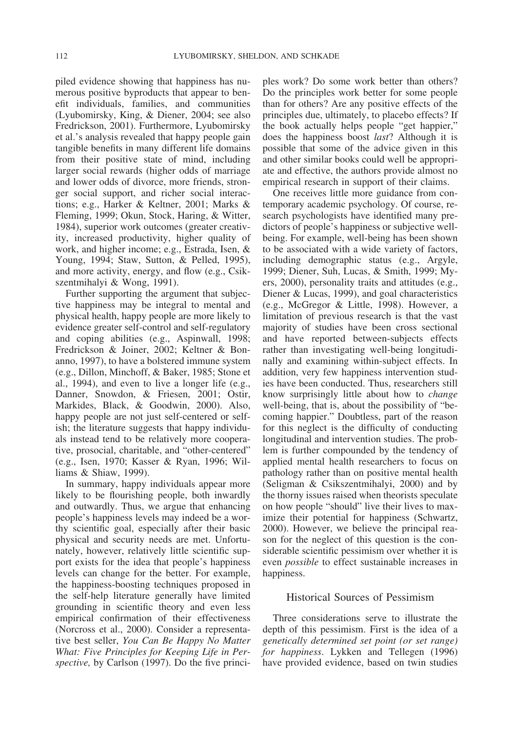piled evidence showing that happiness has numerous positive byproducts that appear to benefit individuals, families, and communities (Lyubomirsky, King, & Diener, 2004; see also Fredrickson, 2001). Furthermore, Lyubomirsky et al.'s analysis revealed that happy people gain tangible benefits in many different life domains from their positive state of mind, including larger social rewards (higher odds of marriage and lower odds of divorce, more friends, stronger social support, and richer social interactions; e.g., Harker & Keltner, 2001; Marks & Fleming, 1999; Okun, Stock, Haring, & Witter, 1984), superior work outcomes (greater creativity, increased productivity, higher quality of work, and higher income; e.g., Estrada, Isen, & Young, 1994; Staw, Sutton, & Pelled, 1995), and more activity, energy, and flow (e.g., Csikszentmihalyi & Wong, 1991).

Further supporting the argument that subjective happiness may be integral to mental and physical health, happy people are more likely to evidence greater self-control and self-regulatory and coping abilities (e.g., Aspinwall, 1998; Fredrickson & Joiner, 2002; Keltner & Bonanno, 1997), to have a bolstered immune system (e.g., Dillon, Minchoff, & Baker, 1985; Stone et al., 1994), and even to live a longer life (e.g., Danner, Snowdon, & Friesen, 2001; Ostir, Markides, Black, & Goodwin, 2000). Also, happy people are not just self-centered or selfish; the literature suggests that happy individuals instead tend to be relatively more cooperative, prosocial, charitable, and "other-centered" (e.g., Isen, 1970; Kasser & Ryan, 1996; Williams & Shiaw, 1999).

In summary, happy individuals appear more likely to be flourishing people, both inwardly and outwardly. Thus, we argue that enhancing people's happiness levels may indeed be a worthy scientific goal, especially after their basic physical and security needs are met. Unfortunately, however, relatively little scientific support exists for the idea that people's happiness levels can change for the better. For example, the happiness-boosting techniques proposed in the self-help literature generally have limited grounding in scientific theory and even less empirical confirmation of their effectiveness (Norcross et al., 2000). Consider a representative best seller, *You Can Be Happy No Matter What: Five Principles for Keeping Life in Perspective,* by Carlson (1997). Do the five principles work? Do some work better than others? Do the principles work better for some people than for others? Are any positive effects of the principles due, ultimately, to placebo effects? If the book actually helps people "get happier," does the happiness boost *last*? Although it is possible that some of the advice given in this and other similar books could well be appropriate and effective, the authors provide almost no empirical research in support of their claims.

One receives little more guidance from contemporary academic psychology. Of course, research psychologists have identified many predictors of people's happiness or subjective well-being. For example, well-being has been shown to be associated with a wide variety of factors, including demographic status (e.g., Argyle, 1999; Diener, Suh, Lucas, & Smith, 1999; Myers, 2000), personality traits and attitudes (e.g., Diener & Lucas, 1999), and goal characteristics (e.g., McGregor & Little, 1998). However, a limitation of previous research is that the vast majority of studies have been cross sectional and have reported between-subjects effects rather than investigating well-being longitudinally and examining within-subject effects. In addition, very few happiness intervention studies have been conducted. Thus, researchers still know surprisingly little about how to *change* well-being, that is, about the possibility of "becoming happier." Doubtless, part of the reason for this neglect is the difficulty of conducting longitudinal and intervention studies. The problem is further compounded by the tendency of applied mental health researchers to focus on pathology rather than on positive mental health (Seligman & Csikszentmihalyi, 2000) and by the thorny issues raised when theorists speculate on how people "should" live their lives to maximize their potential for happiness (Schwartz, 2000). However, we believe the principal reason for the neglect of this question is the considerable scientific pessimism over whether it is even *possible* to effect sustainable increases in happiness.

## Historical Sources of Pessimism

Three considerations serve to illustrate the depth of this pessimism. First is the idea of a *genetically determined set point (or set range) for happiness*. Lykken and Tellegen (1996) have provided evidence, based on twin studies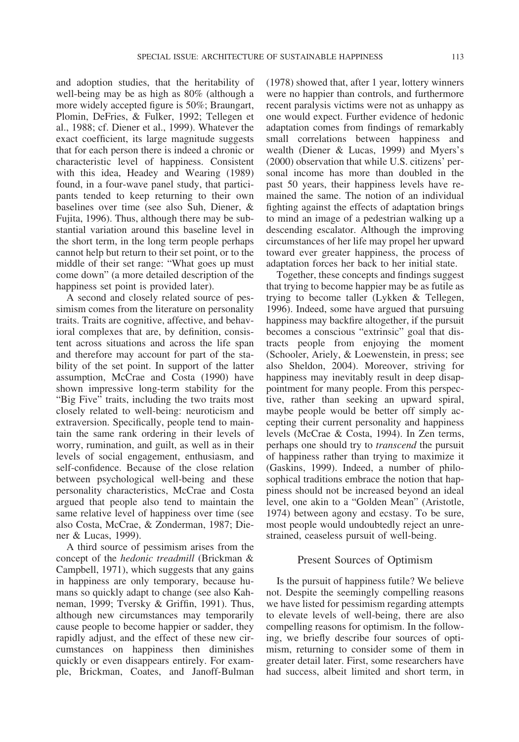and adoption studies, that the heritability of well-being may be as high as 80% (although a more widely accepted figure is 50%; Braungart, Plomin, DeFries, & Fulker, 1992; Tellegen et al., 1988; cf. Diener et al., 1999). Whatever the exact coefficient, its large magnitude suggests that for each person there is indeed a chronic or characteristic level of happiness. Consistent with this idea, Headey and Wearing (1989) found, in a four-wave panel study, that participants tended to keep returning to their own baselines over time (see also Suh, Diener, & Fujita, 1996). Thus, although there may be substantial variation around this baseline level in the short term, in the long term people perhaps cannot help but return to their set point, or to the middle of their set range: "What goes up must come down" (a more detailed description of the happiness set point is provided later).

A second and closely related source of pessimism comes from the literature on personality traits. Traits are cognitive, affective, and behavioral complexes that are, by definition, consistent across situations and across the life span and therefore may account for part of the stability of the set point. In support of the latter assumption, McCrae and Costa (1990) have shown impressive long-term stability for the "Big Five" traits, including the two traits most closely related to well-being: neuroticism and extraversion. Specifically, people tend to maintain the same rank ordering in their levels of worry, rumination, and guilt, as well as in their levels of social engagement, enthusiasm, and self-confidence. Because of the close relation between psychological well-being and these personality characteristics, McCrae and Costa argued that people also tend to maintain the same relative level of happiness over time (see also Costa, McCrae, & Zonderman, 1987; Diener & Lucas, 1999).

A third source of pessimism arises from the concept of the *hedonic treadmill* (Brickman & Campbell, 1971), which suggests that any gains in happiness are only temporary, because humans so quickly adapt to change (see also Kahneman, 1999; Tversky & Griffin, 1991). Thus, although new circumstances may temporarily cause people to become happier or sadder, they rapidly adjust, and the effect of these new circumstances on happiness then diminishes quickly or even disappears entirely. For example, Brickman, Coates, and Janoff-Bulman (1978) showed that, after 1 year, lottery winners were no happier than controls, and furthermore recent paralysis victims were not as unhappy as one would expect. Further evidence of hedonic adaptation comes from findings of remarkably small correlations between happiness and wealth (Diener & Lucas, 1999) and Myers's (2000) observation that while U.S. citizens' personal income has more than doubled in the past 50 years, their happiness levels have remained the same. The notion of an individual fighting against the effects of adaptation brings to mind an image of a pedestrian walking up a descending escalator. Although the improving circumstances of her life may propel her upward toward ever greater happiness, the process of adaptation forces her back to her initial state.

Together, these concepts and findings suggest that trying to become happier may be as futile as trying to become taller (Lykken & Tellegen, 1996). Indeed, some have argued that pursuing happiness may backfire altogether, if the pursuit becomes a conscious "extrinsic" goal that distracts people from enjoying the moment (Schooler, Ariely, & Loewenstein, in press; see also Sheldon, 2004). Moreover, striving for happiness may inevitably result in deep disappointment for many people. From this perspective, rather than seeking an upward spiral, maybe people would be better off simply accepting their current personality and happiness levels (McCrae & Costa, 1994). In Zen terms, perhaps one should try to *transcend* the pursuit of happiness rather than trying to maximize it (Gaskins, 1999). Indeed, a number of philosophical traditions embrace the notion that happiness should not be increased beyond an ideal level, one akin to a "Golden Mean" (Aristotle, 1974) between agony and ecstasy. To be sure, most people would undoubtedly reject an unrestrained, ceaseless pursuit of well-being.

## Present Sources of Optimism

Is the pursuit of happiness futile? We believe not. Despite the seemingly compelling reasons we have listed for pessimism regarding attempts to elevate levels of well-being, there are also compelling reasons for optimism. In the following, we briefly describe four sources of optimism, returning to consider some of them in greater detail later. First, some researchers have had success, albeit limited and short term, in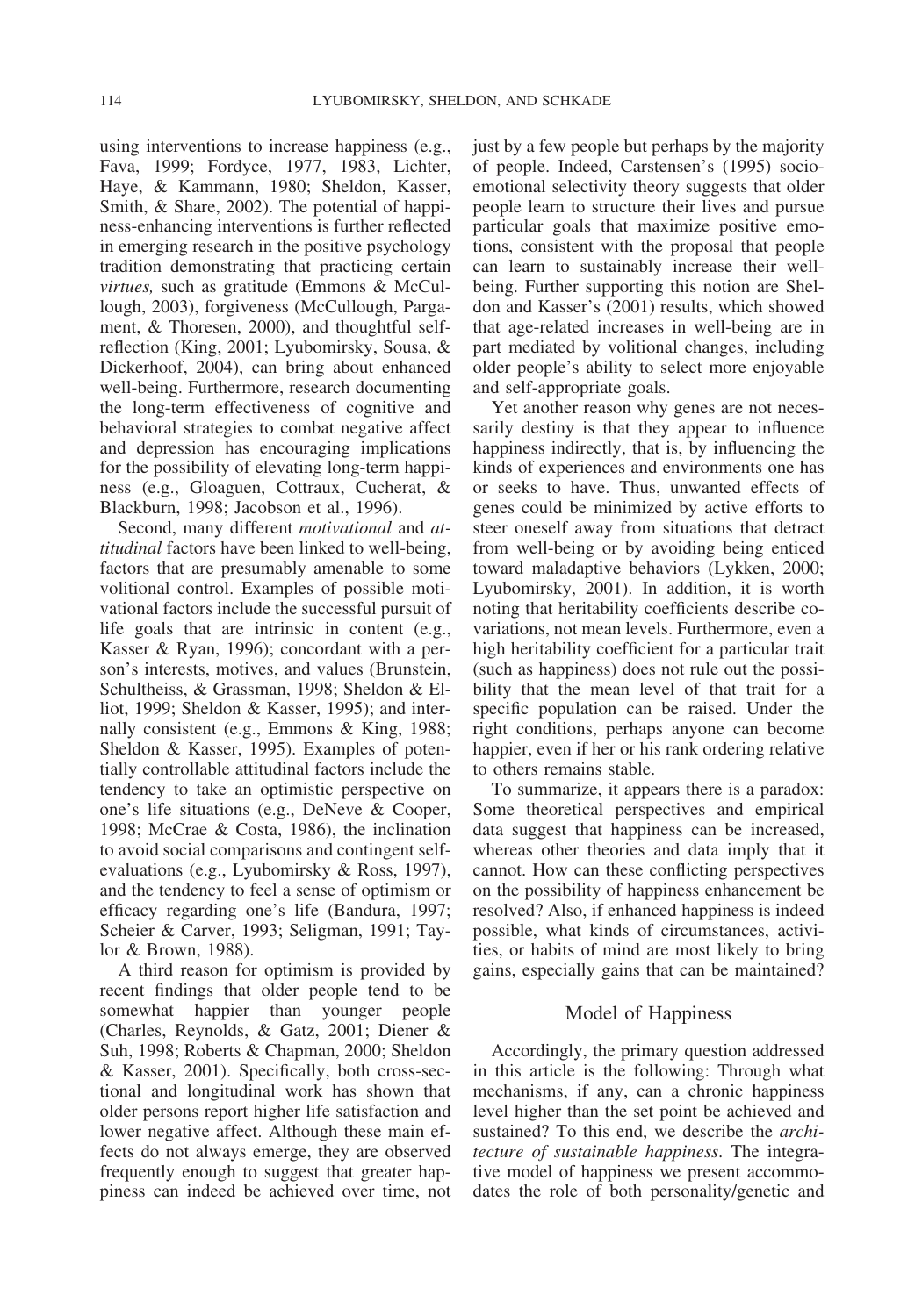using interventions to increase happiness (e.g., Fava, 1999; Fordyce, 1977, 1983, Lichter, Haye, & Kammann, 1980; Sheldon, Kasser, Smith, & Share, 2002). The potential of happiness-enhancing interventions is further reflected in emerging research in the positive psychology tradition demonstrating that practicing certain *virtues,* such as gratitude (Emmons & McCullough, 2003), forgiveness (McCullough, Pargament, & Thoresen, 2000), and thoughtful self-reflection (King, 2001; Lyubomirsky, Sousa, & Dickerhoof, 2004), can bring about enhanced well-being. Furthermore, research documenting the long-term effectiveness of cognitive and behavioral strategies to combat negative affect and depression has encouraging implications for the possibility of elevating long-term happiness (e.g., Gloaguen, Cottraux, Cucherat, & Blackburn, 1998; Jacobson et al., 1996).

Second, many different *motivational* and *attitudinal* factors have been linked to well-being, factors that are presumably amenable to some volitional control. Examples of possible motivational factors include the successful pursuit of life goals that are intrinsic in content (e.g., Kasser & Ryan, 1996); concordant with a person's interests, motives, and values (Brunstein, Schultheiss, & Grassman, 1998; Sheldon & Elliot, 1999; Sheldon & Kasser, 1995); and internally consistent (e.g., Emmons & King, 1988; Sheldon & Kasser, 1995). Examples of potentially controllable attitudinal factors include the tendency to take an optimistic perspective on one's life situations (e.g., DeNeve & Cooper, 1998; McCrae & Costa, 1986), the inclination to avoid social comparisons and contingent self-evaluations (e.g., Lyubomirsky & Ross, 1997), and the tendency to feel a sense of optimism or efficacy regarding one's life (Bandura, 1997; Scheier & Carver, 1993; Seligman, 1991; Taylor & Brown, 1988).

A third reason for optimism is provided by recent findings that older people tend to be somewhat happier than younger people (Charles, Reynolds, & Gatz, 2001; Diener & Suh, 1998; Roberts & Chapman, 2000; Sheldon & Kasser, 2001). Specifically, both cross-sectional and longitudinal work has shown that older persons report higher life satisfaction and lower negative affect. Although these main effects do not always emerge, they are observed frequently enough to suggest that greater happiness can indeed be achieved over time, not just by a few people but perhaps by the majority of people. Indeed, Carstensen's (1995) socioemotional selectivity theory suggests that older people learn to structure their lives and pursue particular goals that maximize positive emotions, consistent with the proposal that people can learn to sustainably increase their well-being. Further supporting this notion are Sheldon and Kasser's (2001) results, which showed that age-related increases in well-being are in part mediated by volitional changes, including older people's ability to select more enjoyable and self-appropriate goals.

Yet another reason why genes are not necessarily destiny is that they appear to influence happiness indirectly, that is, by influencing the kinds of experiences and environments one has or seeks to have. Thus, unwanted effects of genes could be minimized by active efforts to steer oneself away from situations that detract from well-being or by avoiding being enticed toward maladaptive behaviors (Lykken, 2000; Lyubomirsky, 2001). In addition, it is worth noting that heritability coefficients describe covariations, not mean levels. Furthermore, even a high heritability coefficient for a particular trait (such as happiness) does not rule out the possibility that the mean level of that trait for a specific population can be raised. Under the right conditions, perhaps anyone can become happier, even if her or his rank ordering relative to others remains stable.

To summarize, it appears there is a paradox: Some theoretical perspectives and empirical data suggest that happiness can be increased, whereas other theories and data imply that it cannot. How can these conflicting perspectives on the possibility of happiness enhancement be resolved? Also, if enhanced happiness is indeed possible, what kinds of circumstances, activities, or habits of mind are most likely to bring gains, especially gains that can be maintained?

## Model of Happiness

Accordingly, the primary question addressed in this article is the following: Through what mechanisms, if any, can a chronic happiness level higher than the set point be achieved and sustained? To this end, we describe the *architecture of sustainable happiness*. The integrative model of happiness we present accommodates the role of both personality/genetic and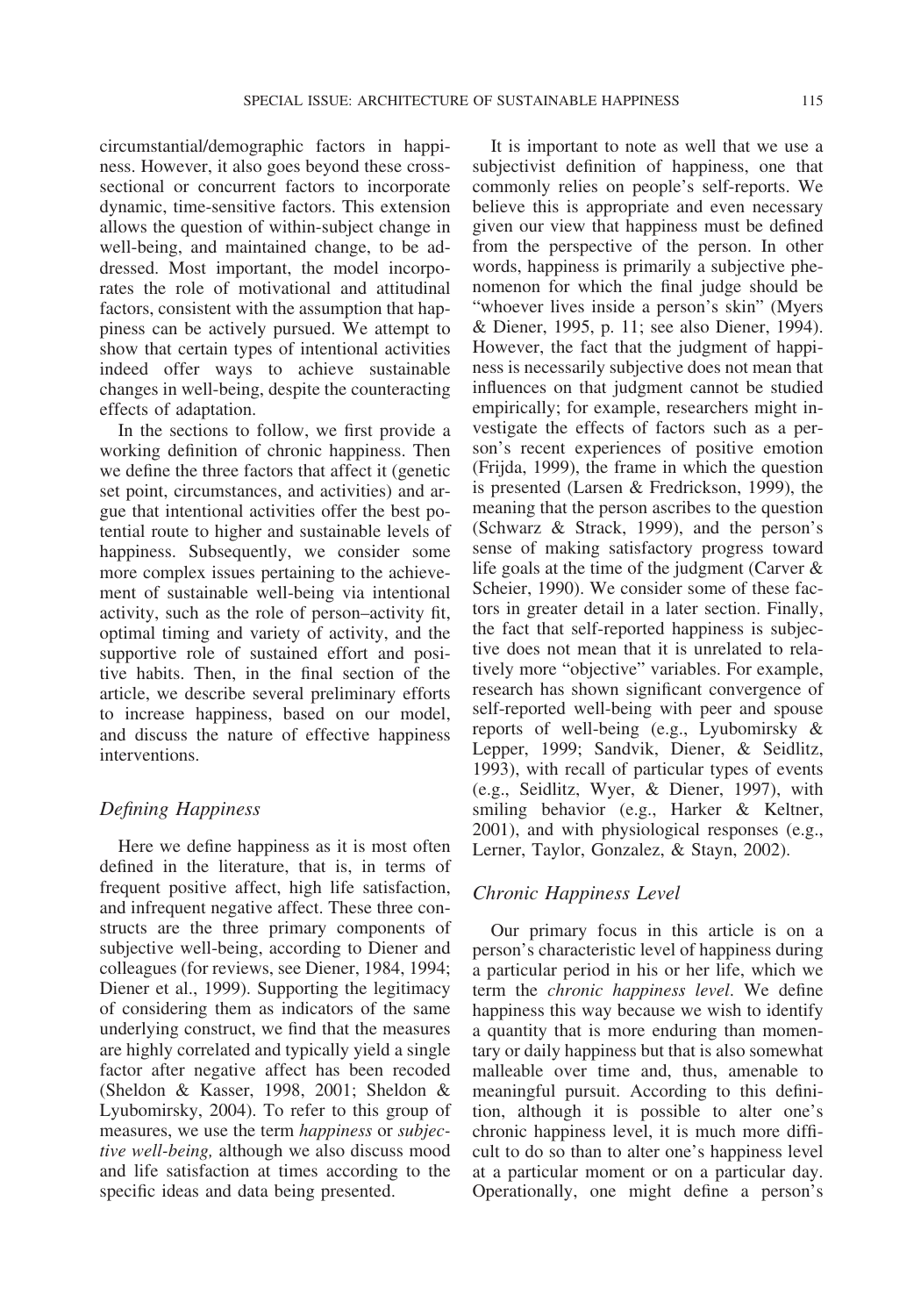circumstantial/demographic factors in happiness. However, it also goes beyond these cross-sectional or concurrent factors to incorporate dynamic, time-sensitive factors. This extension allows the question of within-subject change in well-being, and maintained change, to be addressed. Most important, the model incorporates the role of motivational and attitudinal factors, consistent with the assumption that happiness can be actively pursued. We attempt to show that certain types of intentional activities indeed offer ways to achieve sustainable changes in well-being, despite the counteracting effects of adaptation.

In the sections to follow, we first provide a working definition of chronic happiness. Then we define the three factors that affect it (genetic set point, circumstances, and activities) and argue that intentional activities offer the best potential route to higher and sustainable levels of happiness. Subsequently, we consider some more complex issues pertaining to the achievement of sustainable well-being via intentional activity, such as the role of person–activity fit, optimal timing and variety of activity, and the supportive role of sustained effort and positive habits. Then, in the final section of the article, we describe several preliminary efforts to increase happiness, based on our model, and discuss the nature of effective happiness interventions.

### *Defining Happiness*

Here we define happiness as it is most often defined in the literature, that is, in terms of frequent positive affect, high life satisfaction, and infrequent negative affect. These three constructs are the three primary components of subjective well-being, according to Diener and colleagues (for reviews, see Diener, 1984, 1994; Diener et al., 1999). Supporting the legitimacy of considering them as indicators of the same underlying construct, we find that the measures are highly correlated and typically yield a single factor after negative affect has been recoded (Sheldon & Kasser, 1998, 2001; Sheldon & Lyubomirsky, 2004). To refer to this group of measures, we use the term *happiness* or *subjective well-being,* although we also discuss mood and life satisfaction at times according to the specific ideas and data being presented.

It is important to note as well that we use a subjectivist definition of happiness, one that commonly relies on people's self-reports. We believe this is appropriate and even necessary given our view that happiness must be defined from the perspective of the person. In other words, happiness is primarily a subjective phenomenon for which the final judge should be "whoever lives inside a person's skin" (Myers & Diener, 1995, p. 11; see also Diener, 1994). However, the fact that the judgment of happiness is necessarily subjective does not mean that influences on that judgment cannot be studied empirically; for example, researchers might investigate the effects of factors such as a person's recent experiences of positive emotion (Frijda, 1999), the frame in which the question is presented (Larsen & Fredrickson, 1999), the meaning that the person ascribes to the question (Schwarz & Strack, 1999), and the person's sense of making satisfactory progress toward life goals at the time of the judgment (Carver & Scheier, 1990). We consider some of these factors in greater detail in a later section. Finally, the fact that self-reported happiness is subjective does not mean that it is unrelated to relatively more "objective" variables. For example, research has shown significant convergence of self-reported well-being with peer and spouse reports of well-being (e.g., Lyubomirsky & Lepper, 1999; Sandvik, Diener, & Seidlitz, 1993), with recall of particular types of events (e.g., Seidlitz, Wyer, & Diener, 1997), with smiling behavior (e.g., Harker & Keltner, 2001), and with physiological responses (e.g., Lerner, Taylor, Gonzalez, & Stayn, 2002).

### *Chronic Happiness Level*

Our primary focus in this article is on a person's characteristic level of happiness during a particular period in his or her life, which we term the *chronic happiness level*. We define happiness this way because we wish to identify a quantity that is more enduring than momentary or daily happiness but that is also somewhat malleable over time and, thus, amenable to meaningful pursuit. According to this definition, although it is possible to alter one's chronic happiness level, it is much more difficult to do so than to alter one's happiness level at a particular moment or on a particular day. Operationally, one might define a person's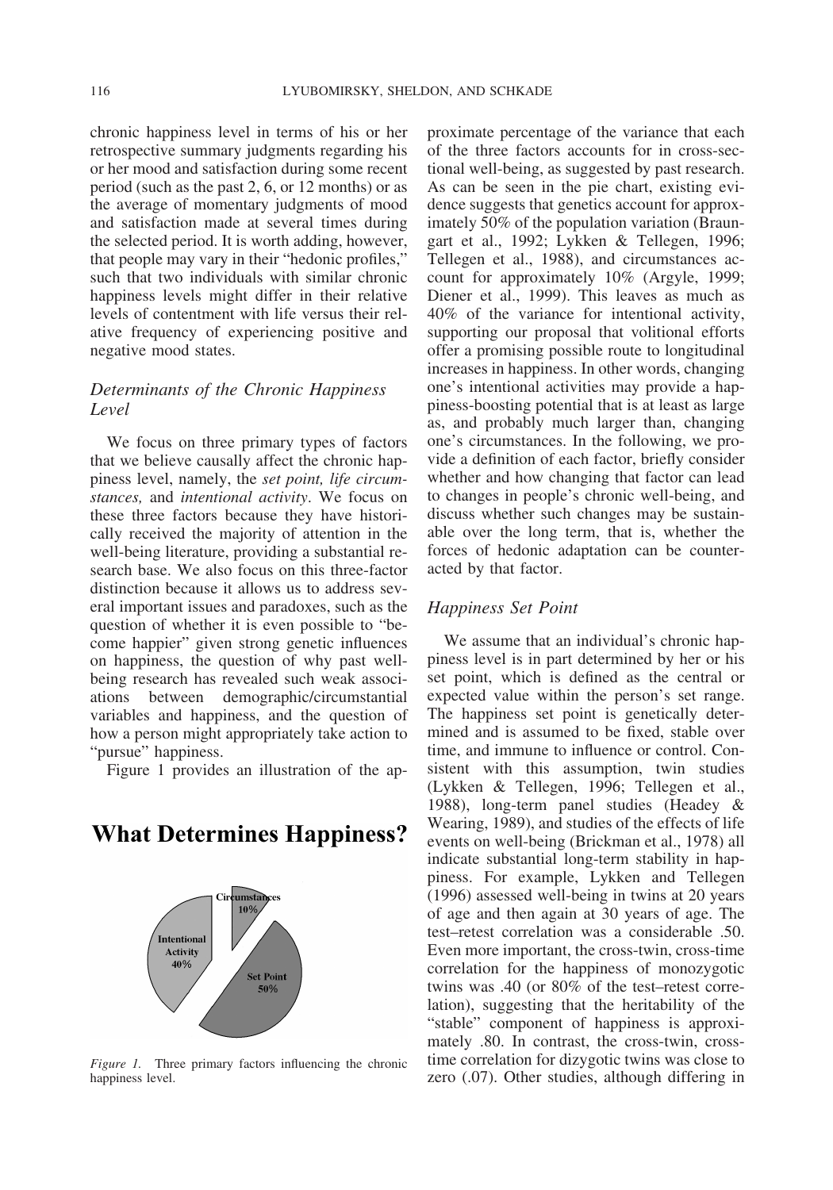chronic happiness level in terms of his or her retrospective summary judgments regarding his or her mood and satisfaction during some recent period (such as the past 2, 6, or 12 months) or as the average of momentary judgments of mood and satisfaction made at several times during the selected period. It is worth adding, however, that people may vary in their "hedonic profiles," such that two individuals with similar chronic happiness levels might differ in their relative levels of contentment with life versus their relative frequency of experiencing positive and negative mood states.

### *Determinants of the Chronic Happiness Level*

We focus on three primary types of factors that we believe causally affect the chronic happiness level, namely, the *set point, life circumstances,* and *intentional activity*. We focus on these three factors because they have historically received the majority of attention in the well-being literature, providing a substantial research base. We also focus on this three-factor distinction because it allows us to address several important issues and paradoxes, such as the question of whether it is even possible to "become happier" given strong genetic influences on happiness, the question of why past well-being research has revealed such weak associations between demographic/circumstantial variables and happiness, and the question of how a person might appropriately take action to "pursue" happiness.

Figure 1 provides an illustration of the approximate percentage of the variance that each of the three factors accounts for in cross-sectional well-being, as suggested by past research. As can be seen in the pie chart, existing evidence suggests that genetics account for approximately 50% of the population variation (Braungart et al., 1992; Lykken & Tellegen, 1996; Tellegen et al., 1988), and circumstances account for approximately 10% (Argyle, 1999; Diener et al., 1999). This leaves as much as 40% of the variance for intentional activity, supporting our proposal that volitional efforts offer a promising possible route to longitudinal increases in happiness. In other words, changing one's intentional activities may provide a happiness-boosting potential that is at least as large as, and probably much larger than, changing one's circumstances. In the following, we provide a definition of each factor, briefly consider whether and how changing that factor can lead to changes in people's chronic well-being, and discuss whether such changes may be sustainable over the long term, that is, whether the forces of hedonic adaptation can be counteracted by that factor.

**What Determines Happiness?**

Circumstances 10%

Intentional Activity 40%

Set Point 50%

*Figure 1.* Three primary factors influencing the chronic happiness level.

### *Happiness Set Point*

We assume that an individual's chronic happiness level is in part determined by her or his set point, which is defined as the central or expected value within the person's set range. The happiness set point is genetically determined and is assumed to be fixed, stable over time, and immune to influence or control. Consistent with this assumption, twin studies (Lykken & Tellegen, 1996; Tellegen et al., 1988), long-term panel studies (Headey & Wearing, 1989), and studies of the effects of life events on well-being (Brickman et al., 1978) all indicate substantial long-term stability in happiness. For example, Lykken and Tellegen (1996) assessed well-being in twins at 20 years of age and then again at 30 years of age. The test–retest correlation was a considerable .50. Even more important, the cross-twin, cross-time correlation for the happiness of monozygotic twins was .40 (or 80% of the test–retest correlation), suggesting that the heritability of the "stable" component of happiness is approximately .80. In contrast, the cross-twin, cross-time correlation for dizygotic twins was close to zero (.07). Other studies, although differing in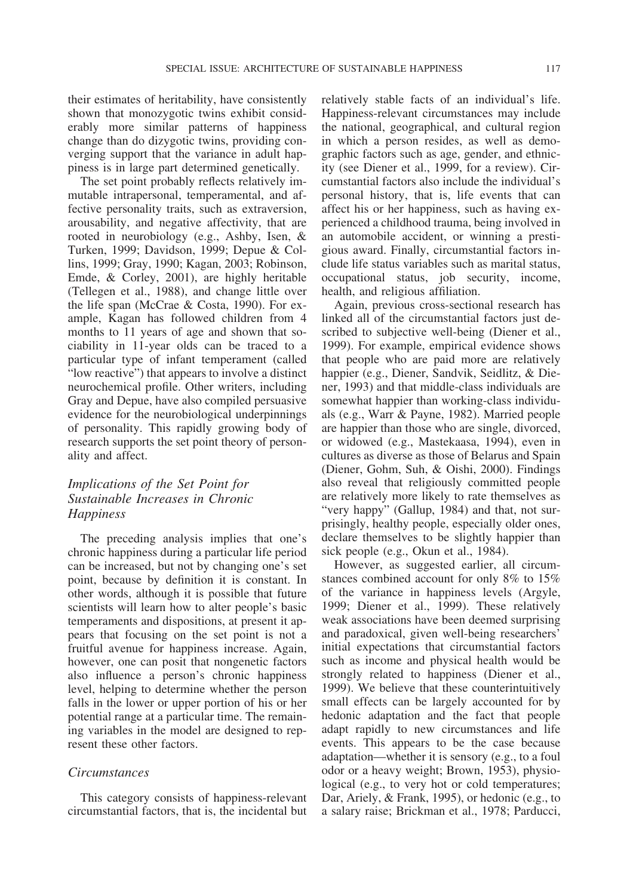their estimates of heritability, have consistently shown that monozygotic twins exhibit considerably more similar patterns of happiness change than do dizygotic twins, providing converging support that the variance in adult happiness is in large part determined genetically.

The set point probably reflects relatively immutable intrapersonal, temperamental, and affective personality traits, such as extraversion, arousability, and negative affectivity, that are rooted in neurobiology (e.g., Ashby, Isen, & Turken, 1999; Davidson, 1999; Depue & Collins, 1999; Gray, 1990; Kagan, 2003; Robinson, Emde, & Corley, 2001), are highly heritable (Tellegen et al., 1988), and change little over the life span (McCrae & Costa, 1990). For example, Kagan has followed children from 4 months to 11 years of age and shown that sociability in 11-year olds can be traced to a particular type of infant temperament (called "low reactive") that appears to involve a distinct neurochemical profile. Other writers, including Gray and Depue, have also compiled persuasive evidence for the neurobiological underpinnings of personality. This rapidly growing body of research supports the set point theory of personality and affect.

### *Implications of the Set Point for Sustainable Increases in Chronic Happiness*

The preceding analysis implies that one's chronic happiness during a particular life period can be increased, but not by changing one's set point, because by definition it is constant. In other words, although it is possible that future scientists will learn how to alter people's basic temperaments and dispositions, at present it appears that focusing on the set point is not a fruitful avenue for happiness increase. Again, however, one can posit that nongenetic factors also influence a person's chronic happiness level, helping to determine whether the person falls in the lower or upper portion of his or her potential range at a particular time. The remaining variables in the model are designed to represent these other factors.

### *Circumstances*

This category consists of happiness-relevant circumstantial factors, that is, the incidental but relatively stable facts of an individual's life. Happiness-relevant circumstances may include the national, geographical, and cultural region in which a person resides, as well as demographic factors such as age, gender, and ethnicity (see Diener et al., 1999, for a review). Circumstantial factors also include the individual's personal history, that is, life events that can affect his or her happiness, such as having experienced a childhood trauma, being involved in an automobile accident, or winning a prestigious award. Finally, circumstantial factors include life status variables such as marital status, occupational status, job security, income, health, and religious affiliation.

Again, previous cross-sectional research has linked all of the circumstantial factors just described to subjective well-being (Diener et al., 1999). For example, empirical evidence shows that people who are paid more are relatively happier (e.g., Diener, Sandvik, Seidlitz, & Diener, 1993) and that middle-class individuals are somewhat happier than working-class individuals (e.g., Warr & Payne, 1982). Married people are happier than those who are single, divorced, or widowed (e.g., Mastekaasa, 1994), even in cultures as diverse as those of Belarus and Spain (Diener, Gohm, Suh, & Oishi, 2000). Findings also reveal that religiously committed people are relatively more likely to rate themselves as "very happy" (Gallup, 1984) and that, not surprisingly, healthy people, especially older ones, declare themselves to be slightly happier than sick people (e.g., Okun et al., 1984).

However, as suggested earlier, all circumstances combined account for only 8% to 15% of the variance in happiness levels (Argyle, 1999; Diener et al., 1999). These relatively weak associations have been deemed surprising and paradoxical, given well-being researchers' initial expectations that circumstantial factors such as income and physical health would be strongly related to happiness (Diener et al., 1999). We believe that these counterintuitively small effects can be largely accounted for by hedonic adaptation and the fact that people adapt rapidly to new circumstances and life events. This appears to be the case because adaptation—whether it is sensory (e.g., to a foul odor or a heavy weight; Brown, 1953), physiological (e.g., to very hot or cold temperatures; Dar, Ariely, & Frank, 1995), or hedonic (e.g., to a salary raise; Brickman et al., 1978; Parducci,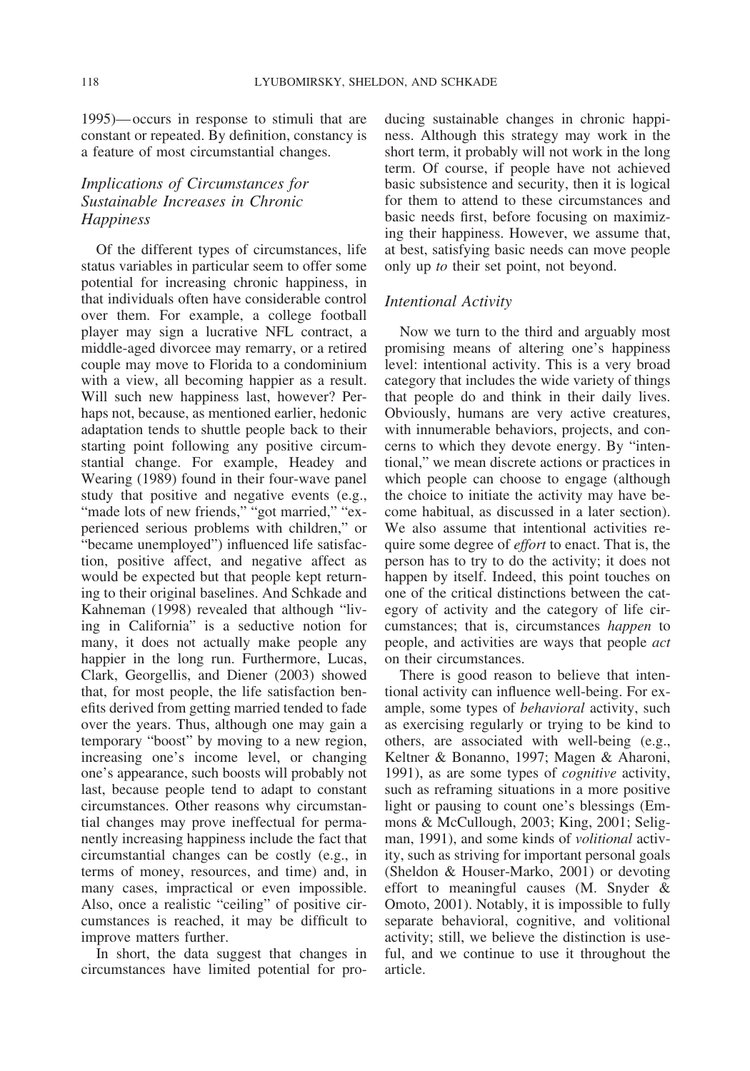1995)—occurs in response to stimuli that are constant or repeated. By definition, constancy is a feature of most circumstantial changes.

### *Implications of Circumstances for Sustainable Increases in Chronic Happiness*

Of the different types of circumstances, life status variables in particular seem to offer some potential for increasing chronic happiness, in that individuals often have considerable control over them. For example, a college football player may sign a lucrative NFL contract, a middle-aged divorcee may remarry, or a retired couple may move to Florida to a condominium with a view, all becoming happier as a result. Will such new happiness last, however? Perhaps not, because, as mentioned earlier, hedonic adaptation tends to shuttle people back to their starting point following any positive circumstantial change. For example, Headey and Wearing (1989) found in their four-wave panel study that positive and negative events (e.g., "made lots of new friends," "got married," "experienced serious problems with children," or "became unemployed") influenced life satisfaction, positive affect, and negative affect as would be expected but that people kept returning to their original baselines. And Schkade and Kahneman (1998) revealed that although "living in California" is a seductive notion for many, it does not actually make people any happier in the long run. Furthermore, Lucas, Clark, Georgellis, and Diener (2003) showed that, for most people, the life satisfaction benefits derived from getting married tended to fade over the years. Thus, although one may gain a temporary "boost" by moving to a new region, increasing one's income level, or changing one's appearance, such boosts will probably not last, because people tend to adapt to constant circumstances. Other reasons why circumstantial changes may prove ineffectual for permanently increasing happiness include the fact that circumstantial changes can be costly (e.g., in terms of money, resources, and time) and, in many cases, impractical or even impossible. Also, once a realistic "ceiling" of positive circumstances is reached, it may be difficult to improve matters further.

In short, the data suggest that changes in circumstances have limited potential for producing sustainable changes in chronic happiness. Although this strategy may work in the short term, it probably will not work in the long term. Of course, if people have not achieved basic subsistence and security, then it is logical for them to attend to these circumstances and basic needs first, before focusing on maximizing their happiness. However, we assume that, at best, satisfying basic needs can move people only up *to* their set point, not beyond.

### *Intentional Activity*

Now we turn to the third and arguably most promising means of altering one's happiness level: intentional activity. This is a very broad category that includes the wide variety of things that people do and think in their daily lives. Obviously, humans are very active creatures, with innumerable behaviors, projects, and concerns to which they devote energy. By "intentional," we mean discrete actions or practices in which people can choose to engage (although the choice to initiate the activity may have become habitual, as discussed in a later section). We also assume that intentional activities require some degree of *effort* to enact. That is, the person has to try to do the activity; it does not happen by itself. Indeed, this point touches on one of the critical distinctions between the category of activity and the category of life circumstances; that is, circumstances *happen* to people, and activities are ways that people *act* on their circumstances.

There is good reason to believe that intentional activity can influence well-being. For example, some types of *behavioral* activity, such as exercising regularly or trying to be kind to others, are associated with well-being (e.g., Keltner & Bonanno, 1997; Magen & Aharoni, 1991), as are some types of *cognitive* activity, such as reframing situations in a more positive light or pausing to count one's blessings (Emmons & McCullough, 2003; King, 2001; Seligman, 1991), and some kinds of *volitional* activity, such as striving for important personal goals (Sheldon & Houser-Marko, 2001) or devoting effort to meaningful causes (M. Snyder & Omoto, 2001). Notably, it is impossible to fully separate behavioral, cognitive, and volitional activity; still, we believe the distinction is useful, and we continue to use it throughout the article.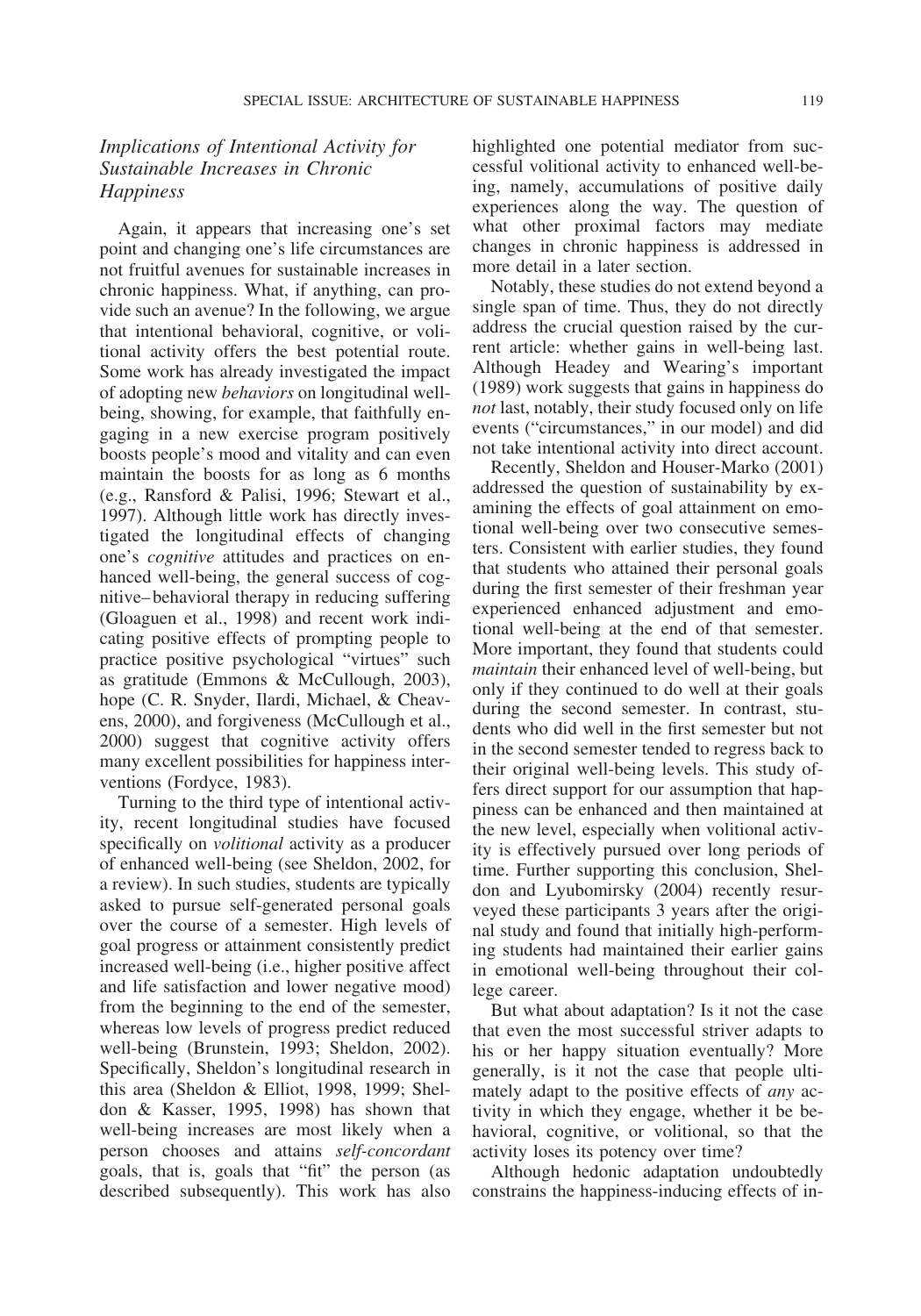### *Implications of Intentional Activity for Sustainable Increases in Chronic Happiness*

Again, it appears that increasing one's set point and changing one's life circumstances are not fruitful avenues for sustainable increases in chronic happiness. What, if anything, can provide such an avenue? In the following, we argue that intentional behavioral, cognitive, or volitional activity offers the best potential route. Some work has already investigated the impact of adopting new *behaviors* on longitudinal well-being, showing, for example, that faithfully engaging in a new exercise program positively boosts people's mood and vitality and can even maintain the boosts for as long as 6 months (e.g., Ransford & Palisi, 1996; Stewart et al., 1997). Although little work has directly investigated the longitudinal effects of changing one's *cognitive* attitudes and practices on enhanced well-being, the general success of cognitive–behavioral therapy in reducing suffering (Gloaguen et al., 1998) and recent work indicating positive effects of prompting people to practice positive psychological "virtues" such as gratitude (Emmons & McCullough, 2003), hope (C. R. Snyder, Ilardi, Michael, & Cheavens, 2000), and forgiveness (McCullough et al., 2000) suggest that cognitive activity offers many excellent possibilities for happiness interventions (Fordyce, 1983).

Turning to the third type of intentional activity, recent longitudinal studies have focused specifically on *volitional* activity as a producer of enhanced well-being (see Sheldon, 2002, for a review). In such studies, students are typically asked to pursue self-generated personal goals over the course of a semester. High levels of goal progress or attainment consistently predict increased well-being (i.e., higher positive affect and life satisfaction and lower negative mood) from the beginning to the end of the semester, whereas low levels of progress predict reduced well-being (Brunstein, 1993; Sheldon, 2002). Specifically, Sheldon's longitudinal research in this area (Sheldon & Elliot, 1998, 1999; Sheldon & Kasser, 1995, 1998) has shown that well-being increases are most likely when a person chooses and attains *self-concordant* goals, that is, goals that "fit" the person (as described subsequently). This work has also highlighted one potential mediator from successful volitional activity to enhanced well-being, namely, accumulations of positive daily experiences along the way. The question of what other proximal factors may mediate changes in chronic happiness is addressed in more detail in a later section.

Notably, these studies do not extend beyond a single span of time. Thus, they do not directly address the crucial question raised by the current article: whether gains in well-being last. Although Headey and Wearing's important (1989) work suggests that gains in happiness do *not* last, notably, their study focused only on life events ("circumstances," in our model) and did not take intentional activity into direct account.

Recently, Sheldon and Houser-Marko (2001) addressed the question of sustainability by examining the effects of goal attainment on emotional well-being over two consecutive semesters. Consistent with earlier studies, they found that students who attained their personal goals during the first semester of their freshman year experienced enhanced adjustment and emotional well-being at the end of that semester. More important, they found that students could *maintain* their enhanced level of well-being, but only if they continued to do well at their goals during the second semester. In contrast, students who did well in the first semester but not in the second semester tended to regress back to their original well-being levels. This study offers direct support for our assumption that happiness can be enhanced and then maintained at the new level, especially when volitional activity is effectively pursued over long periods of time. Further supporting this conclusion, Sheldon and Lyubomirsky (2004) recently resurveyed these participants 3 years after the original study and found that initially high-performing students had maintained their earlier gains in emotional well-being throughout their college career.

But what about adaptation? Is it not the case that even the most successful striver adapts to his or her happy situation eventually? More generally, is it not the case that people ultimately adapt to the positive effects of *any* activity in which they engage, whether it be behavioral, cognitive, or volitional, so that the activity loses its potency over time?

Although hedonic adaptation undoubtedly constrains the happiness-inducing effects of in-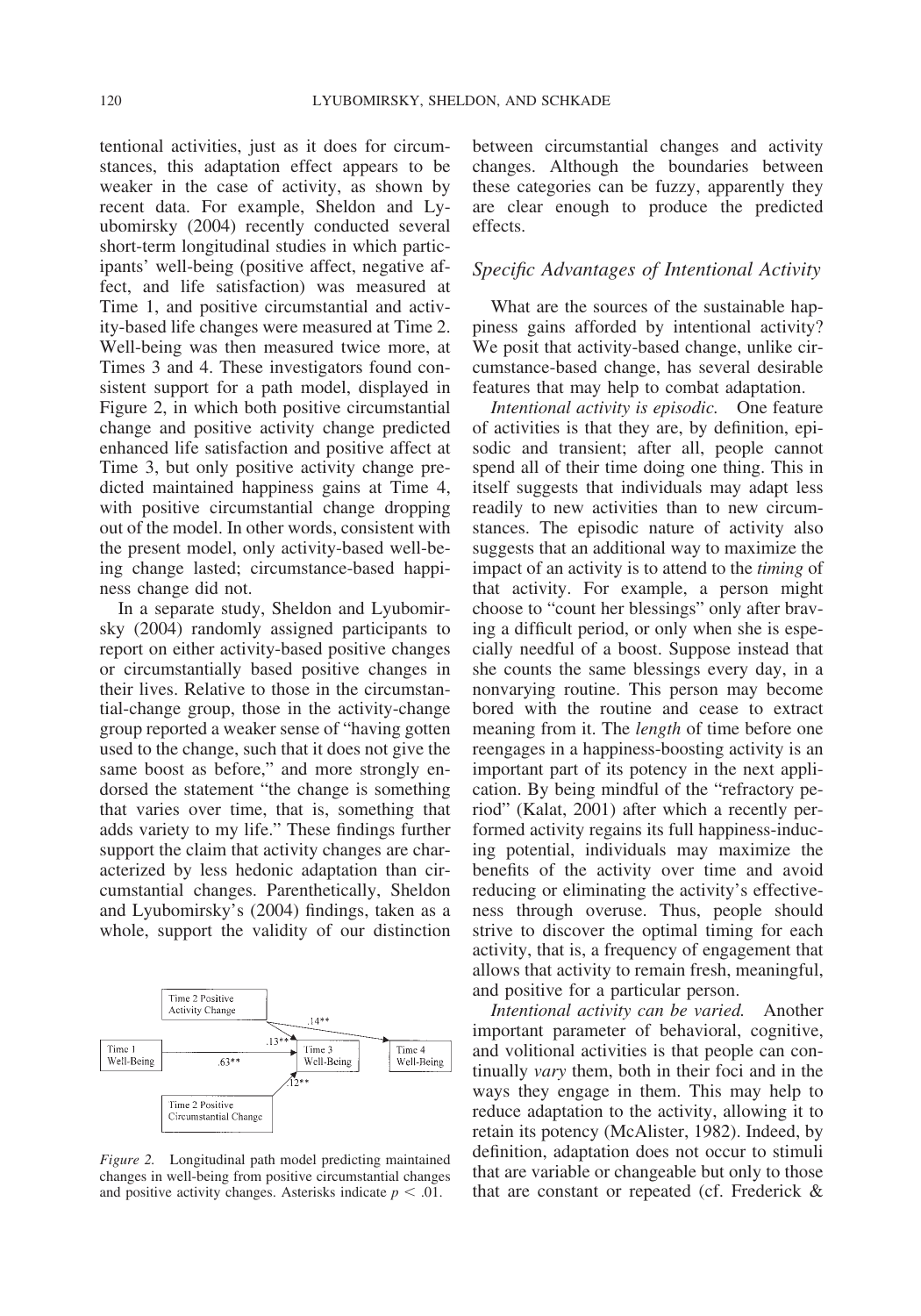tentional activities, just as it does for circumstances, this adaptation effect appears to be weaker in the case of activity, as shown by recent data. For example, Sheldon and Lyubomirsky (2004) recently conducted several short-term longitudinal studies in which participants' well-being (positive affect, negative affect, and life satisfaction) was measured at Time 1, and positive circumstantial and activity-based life changes were measured at Time 2. Well-being was then measured twice more, at Times 3 and 4. These investigators found consistent support for a path model, displayed in Figure 2, in which both positive circumstantial change and positive activity change predicted enhanced life satisfaction and positive affect at Time 3, but only positive activity change predicted maintained happiness gains at Time 4, with positive circumstantial change dropping out of the model. In other words, consistent with the present model, only activity-based well-being change lasted; circumstance-based happiness change did not.

In a separate study, Sheldon and Lyubomirsky (2004) randomly assigned participants to report on either activity-based positive changes or circumstantially based positive changes in their lives. Relative to those in the circumstantial-change group, those in the activity-change group reported a weaker sense of "having gotten used to the change, such that it does not give the same boost as before," and more strongly endorsed the statement "the change is something that varies over time, that is, something that adds variety to my life." These findings further support the claim that activity changes are characterized by less hedonic adaptation than circumstantial changes. Parenthetically, Sheldon and Lyubomirsky's (2004) findings, taken as a whole, support the validity of our distinction between circumstantial changes and activity changes. Although the boundaries between these categories can be fuzzy, apparently they are clear enough to produce the predicted effects.

*Figure 2.* Longitudinal path model predicting maintained changes in well-being from positive circumstantial changes and positive activity changes. Asterisks indicate $p < .01$.

### *Specific Advantages of Intentional Activity*

What are the sources of the sustainable happiness gains afforded by intentional activity? We posit that activity-based change, unlike circumstance-based change, has several desirable features that may help to combat adaptation.

*Intentional activity is episodic.* One feature of activities is that they are, by definition, episodic and transient; after all, people cannot spend all of their time doing one thing. This in itself suggests that individuals may adapt less readily to new activities than to new circumstances. The episodic nature of activity also suggests that an additional way to maximize the impact of an activity is to attend to the *timing* of that activity. For example, a person might choose to "count her blessings" only after braving a difficult period, or only when she is especially needful of a boost. Suppose instead that she counts the same blessings every day, in a nonvarying routine. This person may become bored with the routine and cease to extract meaning from it. The *length* of time before one reengages in a happiness-boosting activity is an important part of its potency in the next application. By being mindful of the "refractory period" (Kalat, 2001) after which a recently performed activity regains its full happiness-inducing potential, individuals may maximize the benefits of the activity over time and avoid reducing or eliminating the activity's effectiveness through overuse. Thus, people should strive to discover the optimal timing for each activity, that is, a frequency of engagement that allows that activity to remain fresh, meaningful, and positive for a particular person.

*Intentional activity can be varied.* Another important parameter of behavioral, cognitive, and volitional activities is that people can continually *vary* them, both in their foci and in the ways they engage in them. This may help to reduce adaptation to the activity, allowing it to retain its potency (McAlister, 1982). Indeed, by definition, adaptation does not occur to stimuli that are variable or changeable but only to those that are constant or repeated (cf. Frederick &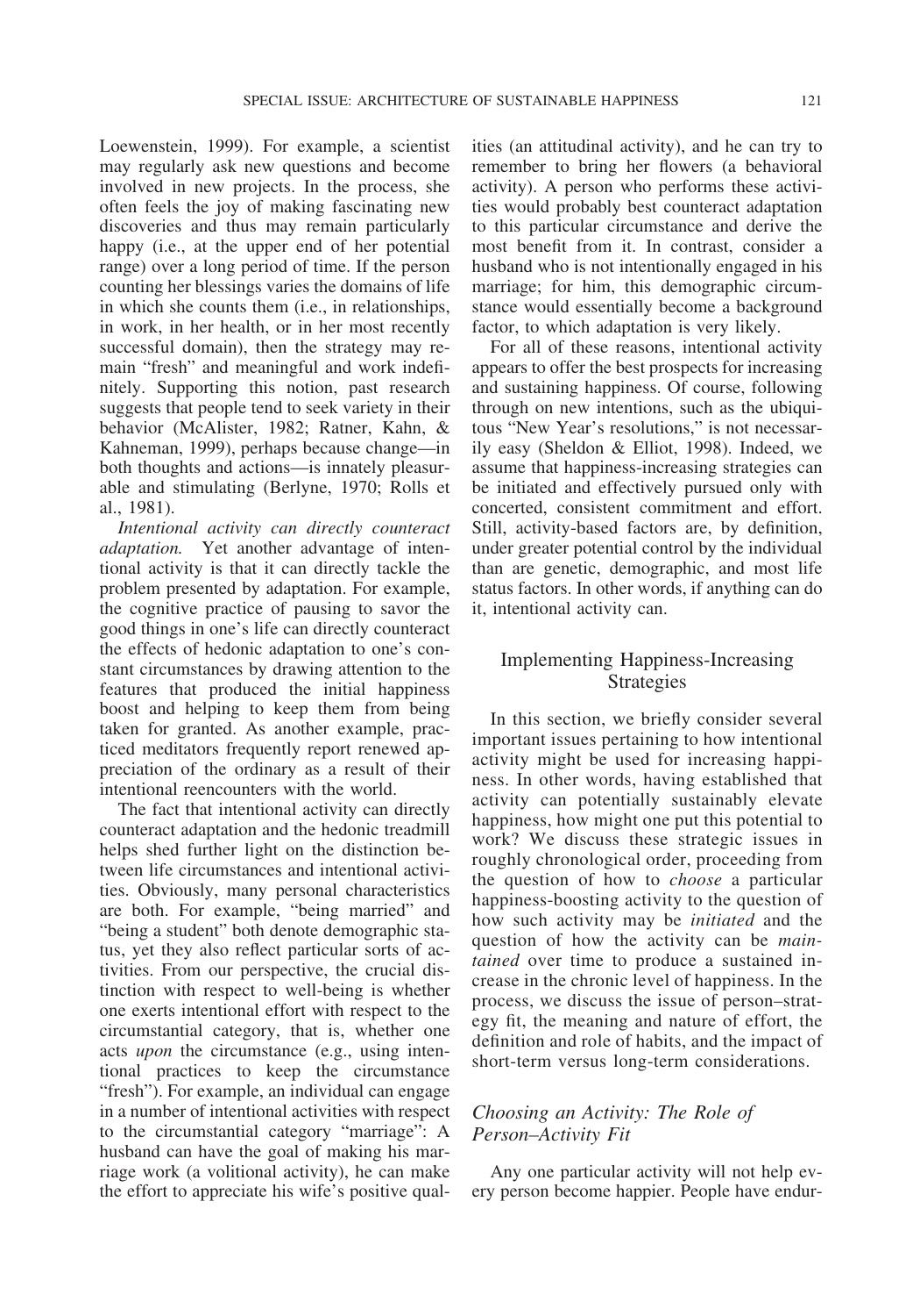Loewenstein, 1999). For example, a scientist may regularly ask new questions and become involved in new projects. In the process, she often feels the joy of making fascinating new discoveries and thus may remain particularly happy (i.e., at the upper end of her potential range) over a long period of time. If the person counting her blessings varies the domains of life in which she counts them (i.e., in relationships, in work, in her health, or in her most recently successful domain), then the strategy may remain "fresh" and meaningful and work indefinitely. Supporting this notion, past research suggests that people tend to seek variety in their behavior (McAlister, 1982; Ratner, Kahn, & Kahneman, 1999), perhaps because change—in both thoughts and actions—is innately pleasurable and stimulating (Berlyne, 1970; Rolls et al., 1981).

*Intentional activity can directly counteract adaptation.* Yet another advantage of intentional activity is that it can directly tackle the problem presented by adaptation. For example, the cognitive practice of pausing to savor the good things in one's life can directly counteract the effects of hedonic adaptation to one's constant circumstances by drawing attention to the features that produced the initial happiness boost and helping to keep them from being taken for granted. As another example, practiced meditators frequently report renewed appreciation of the ordinary as a result of their intentional reencounters with the world.

The fact that intentional activity can directly counteract adaptation and the hedonic treadmill helps shed further light on the distinction between life circumstances and intentional activities. Obviously, many personal characteristics are both. For example, "being married" and "being a student" both denote demographic status, yet they also reflect particular sorts of activities. From our perspective, the crucial distinction with respect to well-being is whether one exerts intentional effort with respect to the circumstantial category, that is, whether one acts *upon* the circumstance (e.g., using intentional practices to keep the circumstance "fresh"). For example, an individual can engage in a number of intentional activities with respect to the circumstantial category "marriage": A husband can have the goal of making his marriage work (a volitional activity), he can make the effort to appreciate his wife's positive qualities (an attitudinal activity), and he can try to remember to bring her flowers (a behavioral activity). A person who performs these activities would probably best counteract adaptation to this particular circumstance and derive the most benefit from it. In contrast, consider a husband who is not intentionally engaged in his marriage; for him, this demographic circumstance would essentially become a background factor, to which adaptation is very likely.

For all of these reasons, intentional activity appears to offer the best prospects for increasing and sustaining happiness. Of course, following through on new intentions, such as the ubiquitous "New Year's resolutions," is not necessarily easy (Sheldon & Elliot, 1998). Indeed, we assume that happiness-increasing strategies can be initiated and effectively pursued only with concerted, consistent commitment and effort. Still, activity-based factors are, by definition, under greater potential control by the individual than are genetic, demographic, and most life status factors. In other words, if anything can do it, intentional activity can.

## Implementing Happiness-Increasing Strategies

In this section, we briefly consider several important issues pertaining to how intentional activity might be used for increasing happiness. In other words, having established that activity can potentially sustainably elevate happiness, how might one put this potential to work? We discuss these strategic issues in roughly chronological order, proceeding from the question of how to *choose* a particular happiness-boosting activity to the question of how such activity may be *initiated* and the question of how the activity can be *maintained* over time to produce a sustained increase in the chronic level of happiness. In the process, we discuss the issue of person–strategy fit, the meaning and nature of effort, the definition and role of habits, and the impact of short-term versus long-term considerations.

### *Choosing an Activity: The Role of Person–Activity Fit*

Any one particular activity will not help every person become happier. People have endur-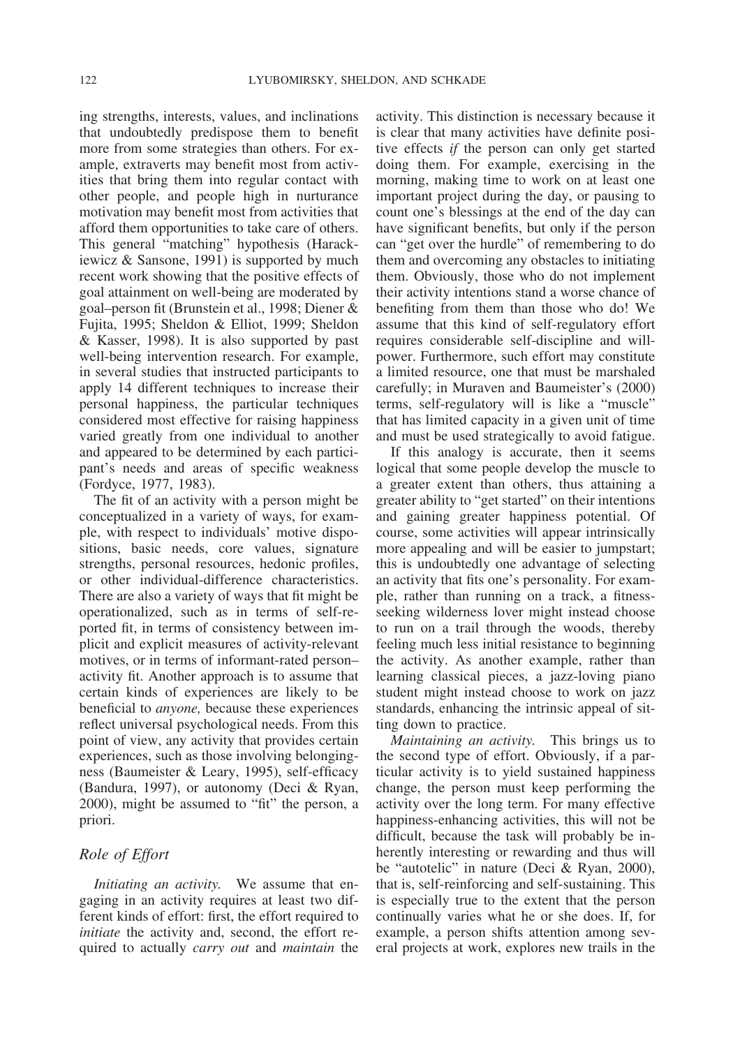ing strengths, interests, values, and inclinations that undoubtedly predispose them to benefit more from some strategies than others. For example, extraverts may benefit most from activities that bring them into regular contact with other people, and people high in nurturance motivation may benefit most from activities that afford them opportunities to take care of others. This general "matching" hypothesis (Harackiewicz & Sansone, 1991) is supported by much recent work showing that the positive effects of goal attainment on well-being are moderated by goal–person fit (Brunstein et al., 1998; Diener & Fujita, 1995; Sheldon & Elliot, 1999; Sheldon & Kasser, 1998). It is also supported by past well-being intervention research. For example, in several studies that instructed participants to apply 14 different techniques to increase their personal happiness, the particular techniques considered most effective for raising happiness varied greatly from one individual to another and appeared to be determined by each participant's needs and areas of specific weakness (Fordyce, 1977, 1983).

The fit of an activity with a person might be conceptualized in a variety of ways, for example, with respect to individuals' motive dispositions, basic needs, core values, signature strengths, personal resources, hedonic profiles, or other individual-difference characteristics. There are also a variety of ways that fit might be operationalized, such as in terms of self-reported fit, in terms of consistency between implicit and explicit measures of activity-relevant motives, or in terms of informant-rated person–activity fit. Another approach is to assume that certain kinds of experiences are likely to be beneficial to *anyone,* because these experiences reflect universal psychological needs. From this point of view, any activity that provides certain experiences, such as those involving belongingness (Baumeister & Leary, 1995), self-efficacy (Bandura, 1997), or autonomy (Deci & Ryan, 2000), might be assumed to "fit" the person, a priori.

### Role of Effort

*Initiating an activity.* We assume that engaging in an activity requires at least two different kinds of effort: first, the effort required to *initiate* the activity and, second, the effort required to actually *carry out* and *maintain* the activity. This distinction is necessary because it is clear that many activities have definite positive effects *if* the person can only get started doing them. For example, exercising in the morning, making time to work on at least one important project during the day, or pausing to count one's blessings at the end of the day can have significant benefits, but only if the person can "get over the hurdle" of remembering to do them and overcoming any obstacles to initiating them. Obviously, those who do not implement their activity intentions stand a worse chance of benefiting from them than those who do! We assume that this kind of self-regulatory effort requires considerable self-discipline and willpower. Furthermore, such effort may constitute a limited resource, one that must be marshaled carefully; in Muraven and Baumeister's (2000) terms, self-regulatory will is like a "muscle" that has limited capacity in a given unit of time and must be used strategically to avoid fatigue.

If this analogy is accurate, then it seems logical that some people develop the muscle to a greater extent than others, thus attaining a greater ability to "get started" on their intentions and gaining greater happiness potential. Of course, some activities will appear intrinsically more appealing and will be easier to jumpstart; this is undoubtedly one advantage of selecting an activity that fits one's personality. For example, rather than running on a track, a fitness-seeking wilderness lover might instead choose to run on a trail through the woods, thereby feeling much less initial resistance to beginning the activity. As another example, rather than learning classical pieces, a jazz-loving piano student might instead choose to work on jazz standards, enhancing the intrinsic appeal of sitting down to practice.

*Maintaining an activity.* This brings us to the second type of effort. Obviously, if a particular activity is to yield sustained happiness change, the person must keep performing the activity over the long term. For many effective happiness-enhancing activities, this will not be difficult, because the task will probably be inherently interesting or rewarding and thus will be "autotelic" in nature (Deci & Ryan, 2000), that is, self-reinforcing and self-sustaining. This is especially true to the extent that the person continually varies what he or she does. If, for example, a person shifts attention among several projects at work, explores new trails in the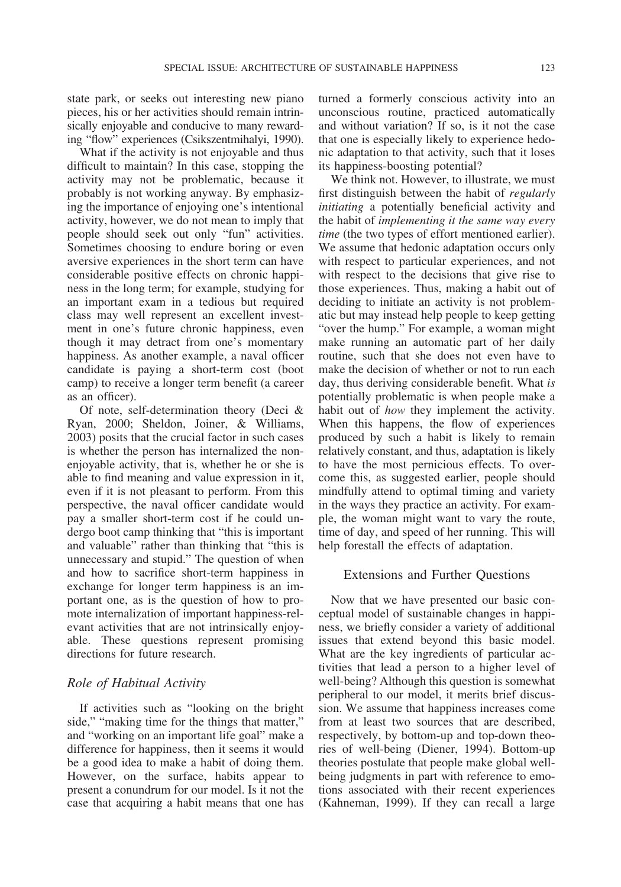state park, or seeks out interesting new piano pieces, his or her activities should remain intrinsically enjoyable and conducive to many rewarding "flow" experiences (Csikszentmihalyi, 1990).

What if the activity is not enjoyable and thus difficult to maintain? In this case, stopping the activity may not be problematic, because it probably is not working anyway. By emphasizing the importance of enjoying one's intentional activity, however, we do not mean to imply that people should seek out only "fun" activities. Sometimes choosing to endure boring or even aversive experiences in the short term can have considerable positive effects on chronic happiness in the long term; for example, studying for an important exam in a tedious but required class may well represent an excellent investment in one's future chronic happiness, even though it may detract from one's momentary happiness. As another example, a naval officer candidate is paying a short-term cost (boot camp) to receive a longer term benefit (a career as an officer).

Of note, self-determination theory (Deci & Ryan, 2000; Sheldon, Joiner, & Williams, 2003) posits that the crucial factor in such cases is whether the person has internalized the nonenjoyable activity, that is, whether he or she is able to find meaning and value expression in it, even if it is not pleasant to perform. From this perspective, the naval officer candidate would pay a smaller short-term cost if he could undergo boot camp thinking that "this is important and valuable" rather than thinking that "this is unnecessary and stupid." The question of when and how to sacrifice short-term happiness in exchange for longer term happiness is an important one, as is the question of how to promote internalization of important happiness-relevant activities that are not intrinsically enjoyable. These questions represent promising directions for future research.

### *Role of Habitual Activity*

If activities such as "looking on the bright side," "making time for the things that matter," and "working on an important life goal" make a difference for happiness, then it seems it would be a good idea to make a habit of doing them. However, on the surface, habits appear to present a conundrum for our model. Is it not the case that acquiring a habit means that one has turned a formerly conscious activity into an unconscious routine, practiced automatically and without variation? If so, is it not the case that one is especially likely to experience hedonic adaptation to that activity, such that it loses its happiness-boosting potential?

We think not. However, to illustrate, we must first distinguish between the habit of *regularly initiating* a potentially beneficial activity and the habit of *implementing it the same way every time* (the two types of effort mentioned earlier). We assume that hedonic adaptation occurs only with respect to particular experiences, and not with respect to the decisions that give rise to those experiences. Thus, making a habit out of deciding to initiate an activity is not problematic but may instead help people to keep getting "over the hump." For example, a woman might make running an automatic part of her daily routine, such that she does not even have to make the decision of whether or not to run each day, thus deriving considerable benefit. What *is* potentially problematic is when people make a habit out of *how* they implement the activity. When this happens, the flow of experiences produced by such a habit is likely to remain relatively constant, and thus, adaptation is likely to have the most pernicious effects. To overcome this, as suggested earlier, people should mindfully attend to optimal timing and variety in the ways they practice an activity. For example, the woman might want to vary the route, time of day, and speed of her running. This will help forestall the effects of adaptation.

## Extensions and Further Questions

Now that we have presented our basic conceptual model of sustainable changes in happiness, we briefly consider a variety of additional issues that extend beyond this basic model. What are the key ingredients of particular activities that lead a person to a higher level of well-being? Although this question is somewhat peripheral to our model, it merits brief discussion. We assume that happiness increases come from at least two sources that are described, respectively, by bottom-up and top-down theories of well-being (Diener, 1994). Bottom-up theories postulate that people make global well-being judgments in part with reference to emotions associated with their recent experiences (Kahneman, 1999). If they can recall a large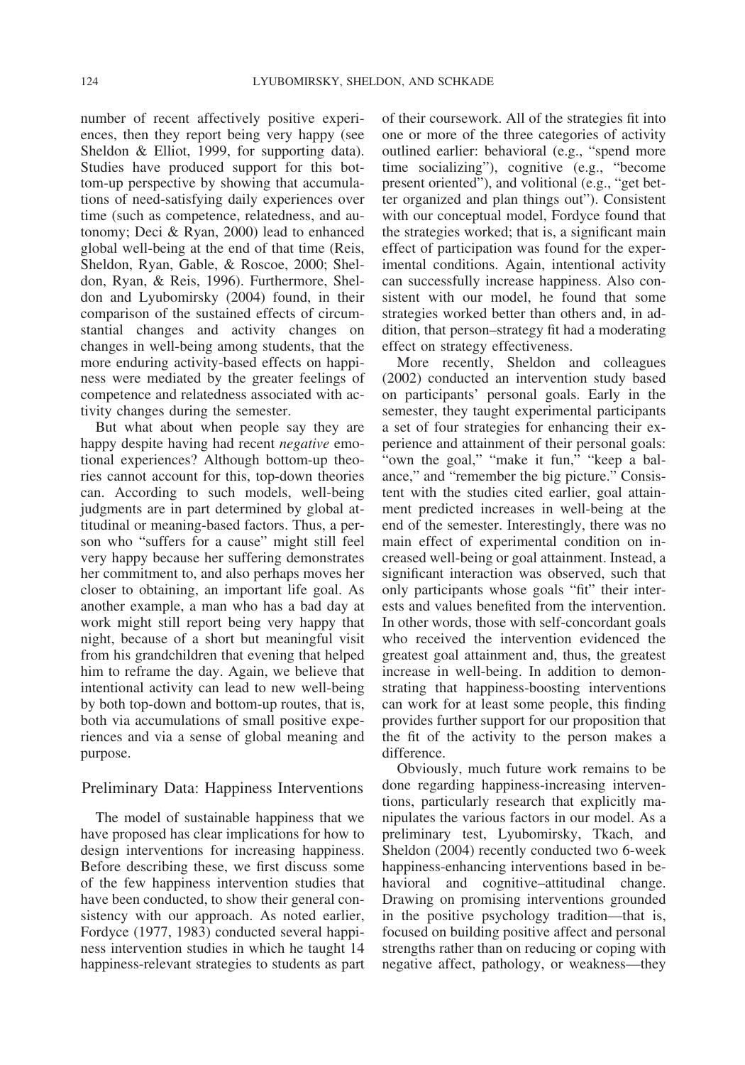number of recent affectively positive experiences, then they report being very happy (see Sheldon & Elliot, 1999, for supporting data). Studies have produced support for this bottom-up perspective by showing that accumulations of need-satisfying daily experiences over time (such as competence, relatedness, and autonomy; Deci & Ryan, 2000) lead to enhanced global well-being at the end of that time (Reis, Sheldon, Ryan, Gable, & Roscoe, 2000; Sheldon, Ryan, & Reis, 1996). Furthermore, Sheldon and Lyubomirsky (2004) found, in their comparison of the sustained effects of circumstantial changes and activity changes on changes in well-being among students, that the more enduring activity-based effects on happiness were mediated by the greater feelings of competence and relatedness associated with activity changes during the semester.

But what about when people say they are happy despite having had recent *negative* emotional experiences? Although bottom-up theories cannot account for this, top-down theories can. According to such models, well-being judgments are in part determined by global attitudinal or meaning-based factors. Thus, a person who "suffers for a cause" might still feel very happy because her suffering demonstrates her commitment to, and also perhaps moves her closer to obtaining, an important life goal. As another example, a man who has a bad day at work might still report being very happy that night, because of a short but meaningful visit from his grandchildren that evening that helped him to reframe the day. Again, we believe that intentional activity can lead to new well-being by both top-down and bottom-up routes, that is, both via accumulations of small positive experiences and via a sense of global meaning and purpose.

## Preliminary Data: Happiness Interventions

The model of sustainable happiness that we have proposed has clear implications for how to design interventions for increasing happiness. Before describing these, we first discuss some of the few happiness intervention studies that have been conducted, to show their general consistency with our approach. As noted earlier, Fordyce (1977, 1983) conducted several happiness intervention studies in which he taught 14 happiness-relevant strategies to students as part of their coursework. All of the strategies fit into one or more of the three categories of activity outlined earlier: behavioral (e.g., "spend more time socializing"), cognitive (e.g., "become present oriented"), and volitional (e.g., "get better organized and plan things out"). Consistent with our conceptual model, Fordyce found that the strategies worked; that is, a significant main effect of participation was found for the experimental conditions. Again, intentional activity can successfully increase happiness. Also consistent with our model, he found that some strategies worked better than others and, in addition, that person–strategy fit had a moderating effect on strategy effectiveness.

More recently, Sheldon and colleagues (2002) conducted an intervention study based on participants' personal goals. Early in the semester, they taught experimental participants a set of four strategies for enhancing their experience and attainment of their personal goals: "own the goal," "make it fun," "keep a balance," and "remember the big picture." Consistent with the studies cited earlier, goal attainment predicted increases in well-being at the end of the semester. Interestingly, there was no main effect of experimental condition on increased well-being or goal attainment. Instead, a significant interaction was observed, such that only participants whose goals "fit" their interests and values benefited from the intervention. In other words, those with self-concordant goals who received the intervention evidenced the greatest goal attainment and, thus, the greatest increase in well-being. In addition to demonstrating that happiness-boosting interventions can work for at least some people, this finding provides further support for our proposition that the fit of the activity to the person makes a difference.

Obviously, much future work remains to be done regarding happiness-increasing interventions, particularly research that explicitly manipulates the various factors in our model. As a preliminary test, Lyubomirsky, Tkach, and Sheldon (2004) recently conducted two 6-week happiness-enhancing interventions based in behavioral and cognitive–attitudinal change. Drawing on promising interventions grounded in the positive psychology tradition—that is, focused on building positive affect and personal strengths rather than on reducing or coping with negative affect, pathology, or weakness—they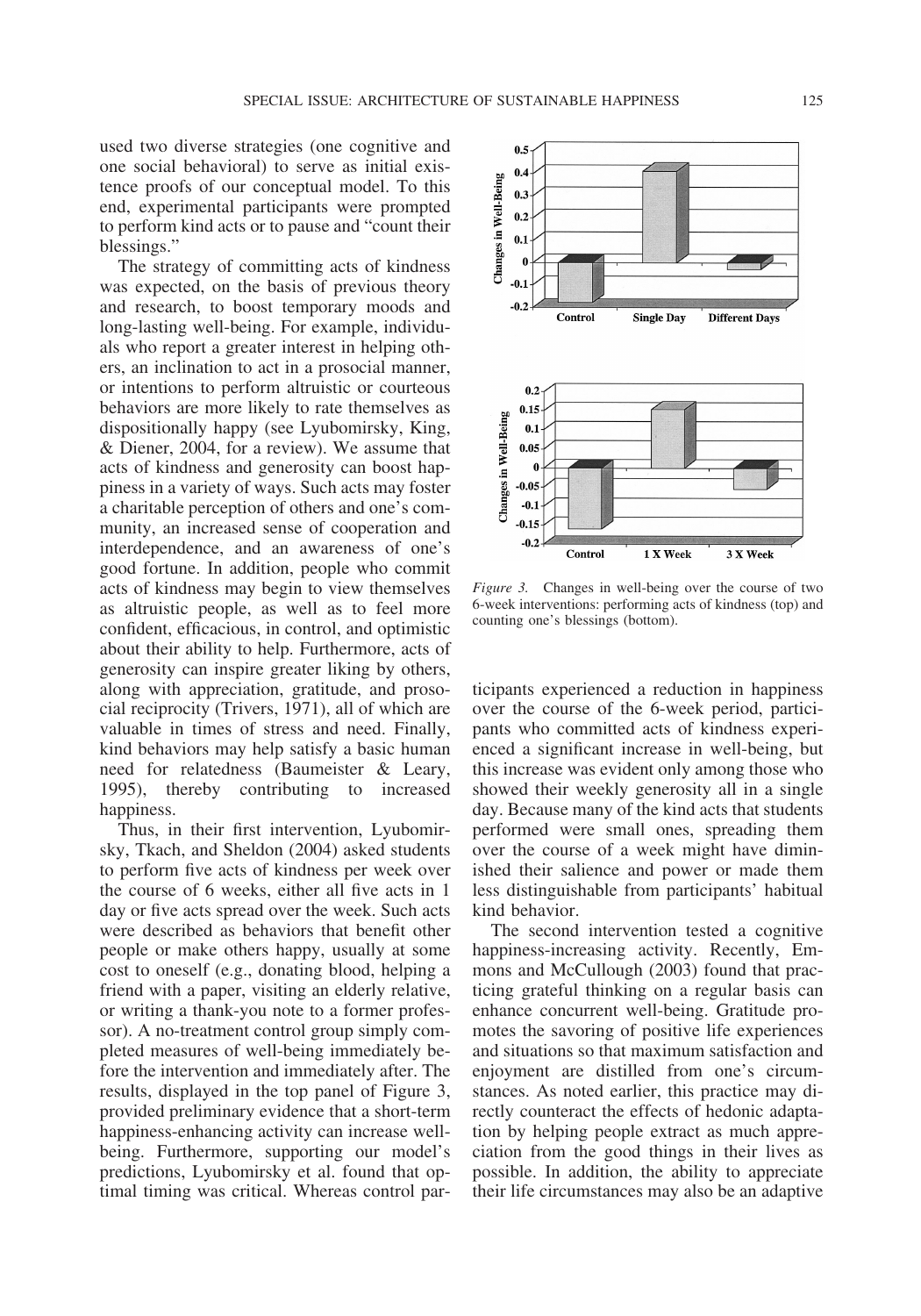used two diverse strategies (one cognitive and one social behavioral) to serve as initial existence proofs of our conceptual model. To this end, experimental participants were prompted to perform kind acts or to pause and "count their blessings."

The strategy of committing acts of kindness was expected, on the basis of previous theory and research, to boost temporary moods and long-lasting well-being. For example, individuals who report a greater interest in helping others, an inclination to act in a prosocial manner, or intentions to perform altruistic or courteous behaviors are more likely to rate themselves as dispositionally happy (see Lyubomirsky, King, & Diener, 2004, for a review). We assume that acts of kindness and generosity can boost happiness in a variety of ways. Such acts may foster a charitable perception of others and one's community, an increased sense of cooperation and interdependence, and an awareness of one's good fortune. In addition, people who commit acts of kindness may begin to view themselves as altruistic people, as well as to feel more confident, efficacious, in control, and optimistic about their ability to help. Furthermore, acts of generosity can inspire greater liking by others, along with appreciation, gratitude, and prosocial reciprocity (Trivers, 1971), all of which are valuable in times of stress and need. Finally, kind behaviors may help satisfy a basic human need for relatedness (Baumeister & Leary, 1995), thereby contributing to increased happiness.

Thus, in their first intervention, Lyubomirsky, Tkach, and Sheldon (2004) asked students to perform five acts of kindness per week over the course of 6 weeks, either all five acts in 1 day or five acts spread over the week. Such acts were described as behaviors that benefit other people or make others happy, usually at some cost to oneself (e.g., donating blood, helping a friend with a paper, visiting an elderly relative, or writing a thank-you note to a former professor). A no-treatment control group simply completed measures of well-being immediately before the intervention and immediately after. The results, displayed in the top panel of Figure 3, provided preliminary evidence that a short-term happiness-enhancing activity can increase well-being. Furthermore, supporting our model's predictions, Lyubomirsky et al. found that optimal timing was critical. Whereas control participants experienced a reduction in happiness over the course of the 6-week period, participants who committed acts of kindness experienced a significant increase in well-being, but this increase was evident only among those who showed their weekly generosity all in a single day. Because many of the kind acts that students performed were small ones, spreading them over the course of a week might have diminished their salience and power or made them less distinguishable from participants' habitual kind behavior.

*Figure 3.* Changes in well-being over the course of two 6-week interventions: performing acts of kindness (top) and counting one's blessings (bottom).

The second intervention tested a cognitive happiness-increasing activity. Recently, Emmons and McCullough (2003) found that practicing grateful thinking on a regular basis can enhance concurrent well-being. Gratitude promotes the savoring of positive life experiences and situations so that maximum satisfaction and enjoyment are distilled from one's circumstances. As noted earlier, this practice may directly counteract the effects of hedonic adaptation by helping people extract as much appreciation from the good things in their lives as possible. In addition, the ability to appreciate their life circumstances may also be an adaptive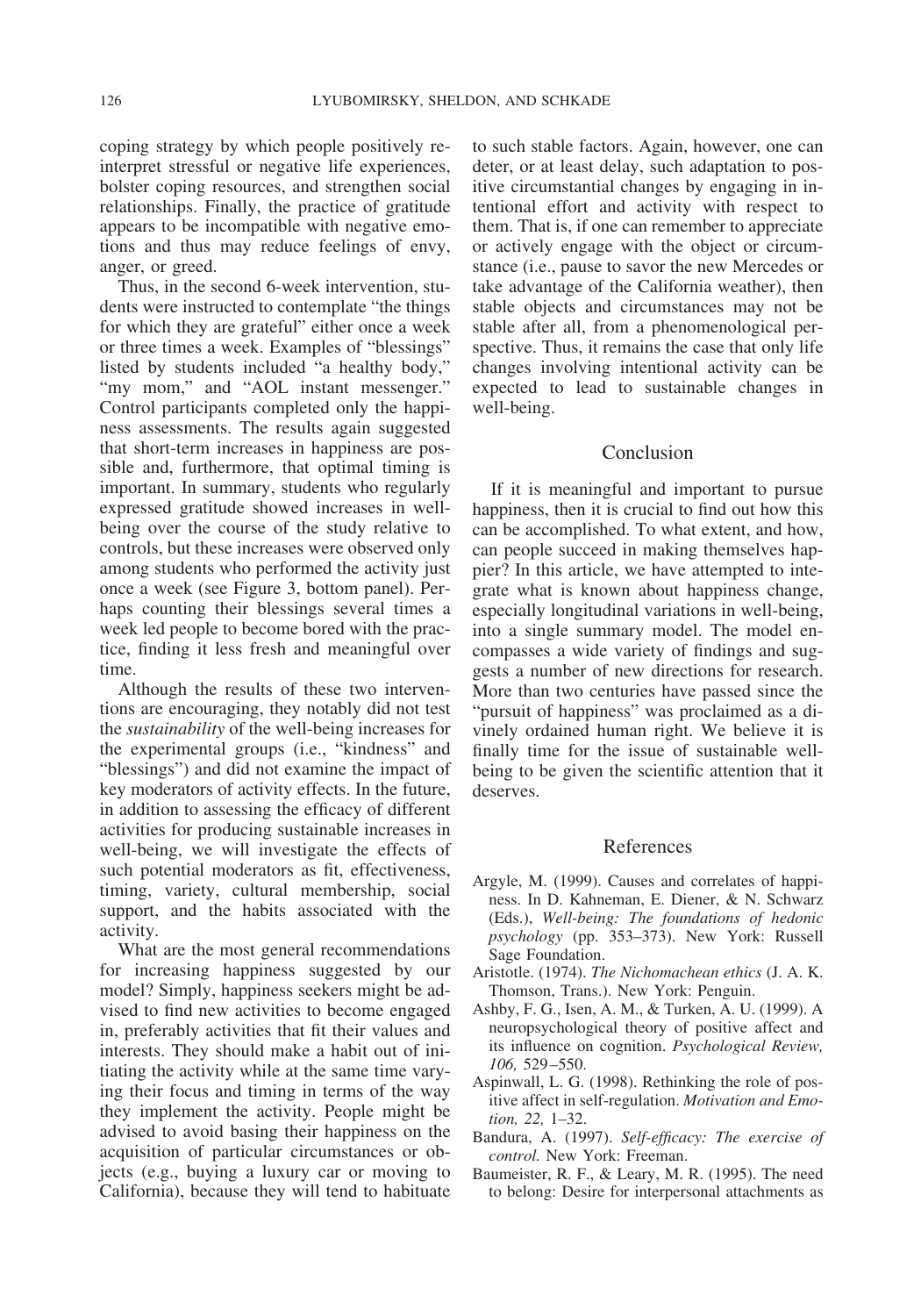coping strategy by which people positively reinterpret stressful or negative life experiences, bolster coping resources, and strengthen social relationships. Finally, the practice of gratitude appears to be incompatible with negative emotions and thus may reduce feelings of envy, anger, or greed.

Thus, in the second 6-week intervention, students were instructed to contemplate "the things for which they are grateful" either once a week or three times a week. Examples of "blessings" listed by students included "a healthy body," "my mom," and "AOL instant messenger." Control participants completed only the happiness assessments. The results again suggested that short-term increases in happiness are possible and, furthermore, that optimal timing is important. In summary, students who regularly expressed gratitude showed increases in well-being over the course of the study relative to controls, but these increases were observed only among students who performed the activity just once a week (see Figure 3, bottom panel). Perhaps counting their blessings several times a week led people to become bored with the practice, finding it less fresh and meaningful over time.

Although the results of these two interventions are encouraging, they notably did not test the *sustainability* of the well-being increases for the experimental groups (i.e., "kindness" and "blessings") and did not examine the impact of key moderators of activity effects. In the future, in addition to assessing the efficacy of different activities for producing sustainable increases in well-being, we will investigate the effects of such potential moderators as fit, effectiveness, timing, variety, cultural membership, social support, and the habits associated with the activity.

What are the most general recommendations for increasing happiness suggested by our model? Simply, happiness seekers might be advised to find new activities to become engaged in, preferably activities that fit their values and interests. They should make a habit out of initiating the activity while at the same time varying their focus and timing in terms of the way they implement the activity. People might be advised to avoid basing their happiness on the acquisition of particular circumstances or objects (e.g., buying a luxury car or moving to California), because they will tend to habituate to such stable factors. Again, however, one can deter, or at least delay, such adaptation to positive circumstantial changes by engaging in intentional effort and activity with respect to them. That is, if one can remember to appreciate or actively engage with the object or circumstance (i.e., pause to savor the new Mercedes or take advantage of the California weather), then stable objects and circumstances may not be stable after all, from a phenomenological perspective. Thus, it remains the case that only life changes involving intentional activity can be expected to lead to sustainable changes in well-being.

## Conclusion

If it is meaningful and important to pursue happiness, then it is crucial to find out how this can be accomplished. To what extent, and how, can people succeed in making themselves happier? In this article, we have attempted to integrate what is known about happiness change, especially longitudinal variations in well-being, into a single summary model. The model encompasses a wide variety of findings and suggests a number of new directions for research. More than two centuries have passed since the "pursuit of happiness" was proclaimed as a divinely ordained human right. We believe it is finally time for the issue of sustainable well-being to be given the scientific attention that it deserves.

## References

Argyle, M. (1999). Causes and correlates of happiness. In D. Kahneman, E. Diener, & N. Schwarz (Eds.), *Well-being: The foundations of hedonic psychology* (pp. 353–373). New York: Russell Sage Foundation.

Aristotle. (1974). *The Nichomachean ethics* (J. A. K. Thomson, Trans.). New York: Penguin.

Ashby, F. G., Isen, A. M., & Turken, A. U. (1999). A neuropsychological theory of positive affect and its influence on cognition. *Psychological Review, 106,* 529–550.

Aspinwall, L. G. (1998). Rethinking the role of positive affect in self-regulation. *Motivation and Emotion, 22,* 1–32.

Bandura, A. (1997). *Self-efficacy: The exercise of control.* New York: Freeman.

Baumeister, R. F., & Leary, M. R. (1995). The need to belong: Desire for interpersonal attachments as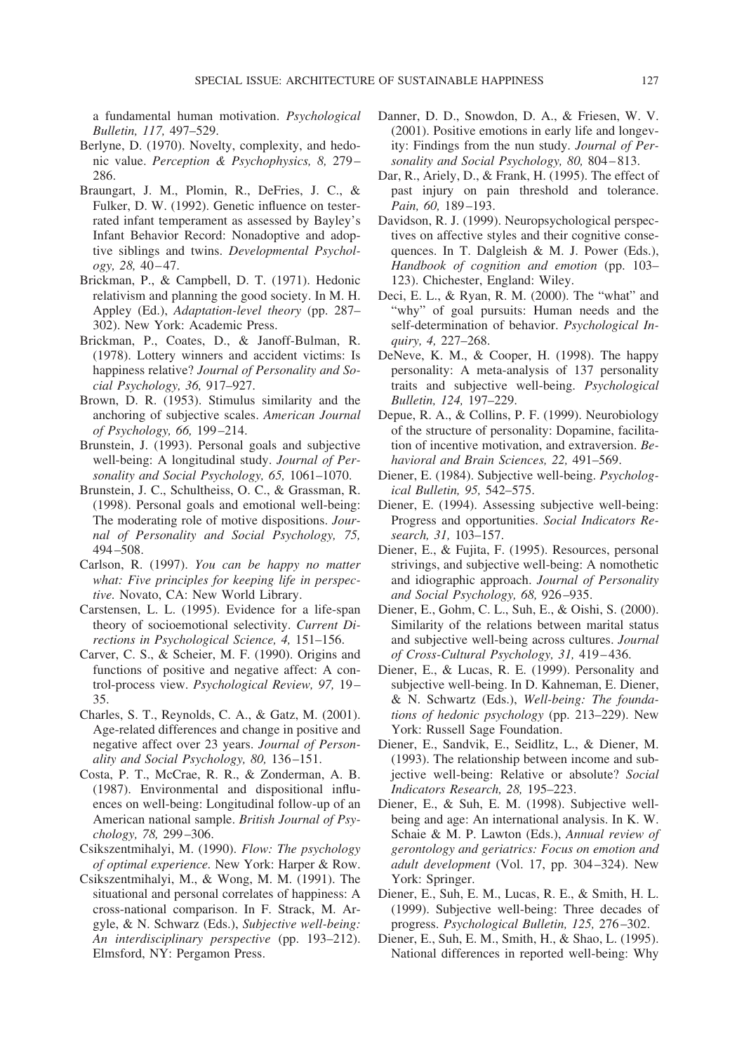a fundamental human motivation. *Psychological Bulletin, 117,* 497–529.

Berlyne, D. (1970). Novelty, complexity, and hedonic value. *Perception & Psychophysics, 8,* 279–286.

Braungart, J. M., Plomin, R., DeFries, J. C., & Fulker, D. W. (1992). Genetic influence on tester-rated infant temperament as assessed by Bayley's Infant Behavior Record: Nonadoptive and adoptive siblings and twins. *Developmental Psychology, 28,* 40–47.

Brickman, P., & Campbell, D. T. (1971). Hedonic relativism and planning the good society. In M. H. Appley (Ed.), *Adaptation-level theory* (pp. 287–302). New York: Academic Press.

Brickman, P., Coates, D., & Janoff-Bulman, R. (1978). Lottery winners and accident victims: Is happiness relative? *Journal of Personality and Social Psychology, 36,* 917–927.

Brown, D. R. (1953). Stimulus similarity and the anchoring of subjective scales. *American Journal of Psychology, 66,* 199–214.

Brunstein, J. (1993). Personal goals and subjective well-being: A longitudinal study. *Journal of Personality and Social Psychology, 65,* 1061–1070.

Brunstein, J. C., Schultheiss, O. C., & Grassman, R. (1998). Personal goals and emotional well-being: The moderating role of motive dispositions. *Journal of Personality and Social Psychology, 75,* 494–508.

Carlson, R. (1997). *You can be happy no matter what: Five principles for keeping life in perspective.* Novato, CA: New World Library.

Carstensen, L. L. (1995). Evidence for a life-span theory of socioemotional selectivity. *Current Directions in Psychological Science, 4,* 151–156.

Carver, C. S., & Scheier, M. F. (1990). Origins and functions of positive and negative affect: A control-process view. *Psychological Review, 97,* 19–35.

Charles, S. T., Reynolds, C. A., & Gatz, M. (2001). Age-related differences and change in positive and negative affect over 23 years. *Journal of Personality and Social Psychology, 80,* 136–151.

Costa, P. T., McCrae, R. R., & Zonderman, A. B. (1987). Environmental and dispositional influences on well-being: Longitudinal follow-up of an American national sample. *British Journal of Psychology, 78,* 299–306.

Csikszentmihalyi, M. (1990). *Flow: The psychology of optimal experience.* New York: Harper & Row.

Csikszentmihalyi, M., & Wong, M. M. (1991). The situational and personal correlates of happiness: A cross-national comparison. In F. Strack, M. Argyle, & N. Schwarz (Eds.), *Subjective well-being: An interdisciplinary perspective* (pp. 193–212). Elmsford, NY: Pergamon Press.

Danner, D. D., Snowdon, D. A., & Friesen, W. V. (2001). Positive emotions in early life and longevity: Findings from the nun study. *Journal of Personality and Social Psychology, 80,* 804–813.

Dar, R., Ariely, D., & Frank, H. (1995). The effect of past injury on pain threshold and tolerance. *Pain, 60,* 189–193.

Davidson, R. J. (1999). Neuropsychological perspectives on affective styles and their cognitive consequences. In T. Dalgleish & M. J. Power (Eds.), *Handbook of cognition and emotion* (pp. 103–123). Chichester, England: Wiley.

Deci, E. L., & Ryan, R. M. (2000). The "what" and "why" of goal pursuits: Human needs and the self-determination of behavior. *Psychological Inquiry, 4,* 227–268.

DeNeve, K. M., & Cooper, H. (1998). The happy personality: A meta-analysis of 137 personality traits and subjective well-being. *Psychological Bulletin, 124,* 197–229.

Depue, R. A., & Collins, P. F. (1999). Neurobiology of the structure of personality: Dopamine, facilitation of incentive motivation, and extraversion. *Behavioral and Brain Sciences, 22,* 491–569.

Diener, E. (1984). Subjective well-being. *Psychological Bulletin, 95,* 542–575.

Diener, E. (1994). Assessing subjective well-being: Progress and opportunities. *Social Indicators Research, 31,* 103–157.

Diener, E., & Fujita, F. (1995). Resources, personal strivings, and subjective well-being: A nomothetic and idiographic approach. *Journal of Personality and Social Psychology, 68,* 926–935.

Diener, E., Gohm, C. L., Suh, E., & Oishi, S. (2000). Similarity of the relations between marital status and subjective well-being across cultures. *Journal of Cross-Cultural Psychology, 31,* 419–436.

Diener, E., & Lucas, R. E. (1999). Personality and subjective well-being. In D. Kahneman, E. Diener, & N. Schwartz (Eds.), *Well-being: The foundations of hedonic psychology* (pp. 213–229). New York: Russell Sage Foundation.

Diener, E., Sandvik, E., Seidlitz, L., & Diener, M. (1993). The relationship between income and subjective well-being: Relative or absolute? *Social Indicators Research, 28,* 195–223.

Diener, E., & Suh, E. M. (1998). Subjective well-being and age: An international analysis. In K. W. Schaie & M. P. Lawton (Eds.), *Annual review of gerontology and geriatrics: Focus on emotion and adult development* (Vol. 17, pp. 304–324). New York: Springer.

Diener, E., Suh, E. M., Lucas, R. E., & Smith, H. L. (1999). Subjective well-being: Three decades of progress. *Psychological Bulletin, 125,* 276–302.

Diener, E., Suh, E. M., Smith, H., & Shao, L. (1995). National differences in reported well-being: Why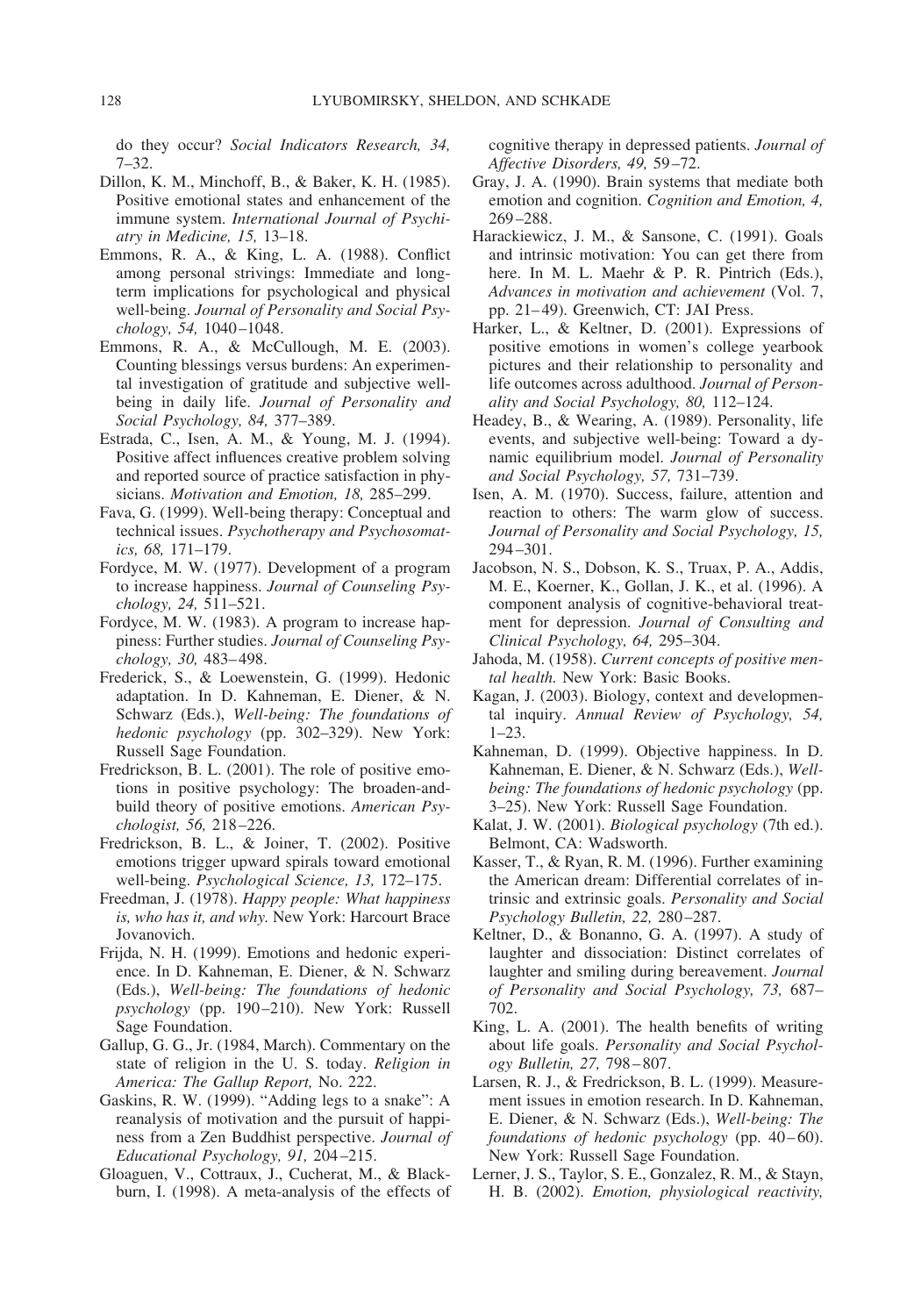do they occur? *Social Indicators Research, 34,* 7–32.

Dillon, K. M., Minchoff, B., & Baker, K. H. (1985). Positive emotional states and enhancement of the immune system. *International Journal of Psychiatry in Medicine, 15,* 13–18.

Emmons, R. A., & King, L. A. (1988). Conflict among personal strivings: Immediate and long-term implications for psychological and physical well-being. *Journal of Personality and Social Psychology, 54,* 1040–1048.

Emmons, R. A., & McCullough, M. E. (2003). Counting blessings versus burdens: An experimental investigation of gratitude and subjective well-being in daily life. *Journal of Personality and Social Psychology, 84,* 377–389.

Estrada, C., Isen, A. M., & Young, M. J. (1994). Positive affect influences creative problem solving and reported source of practice satisfaction in physicians. *Motivation and Emotion, 18,* 285–299.

Fava, G. (1999). Well-being therapy: Conceptual and technical issues. *Psychotherapy and Psychosomatics, 68,* 171–179.

Fordyce, M. W. (1977). Development of a program to increase happiness. *Journal of Counseling Psychology, 24,* 511–521.

Fordyce, M. W. (1983). A program to increase happiness: Further studies. *Journal of Counseling Psychology, 30,* 483–498.

Frederick, S., & Loewenstein, G. (1999). Hedonic adaptation. In D. Kahneman, E. Diener, & N. Schwarz (Eds.), *Well-being: The foundations of hedonic psychology* (pp. 302–329). New York: Russell Sage Foundation.

Fredrickson, B. L. (2001). The role of positive emotions in positive psychology: The broaden-and-build theory of positive emotions. *American Psychologist, 56,* 218–226.

Fredrickson, B. L., & Joiner, T. (2002). Positive emotions trigger upward spirals toward emotional well-being. *Psychological Science, 13,* 172–175.

Freedman, J. (1978). *Happy people: What happiness is, who has it, and why.* New York: Harcourt Brace Jovanovich.

Frijda, N. H. (1999). Emotions and hedonic experience. In D. Kahneman, E. Diener, & N. Schwarz (Eds.), *Well-being: The foundations of hedonic psychology* (pp. 190–210). New York: Russell Sage Foundation.

Gallup, G. G., Jr. (1984, March). Commentary on the state of religion in the U. S. today. *Religion in America: The Gallup Report,* No. 222.

Gaskins, R. W. (1999). "Adding legs to a snake": A reanalysis of motivation and the pursuit of happiness from a Zen Buddhist perspective. *Journal of Educational Psychology, 91,* 204–215.

Gloaguen, V., Cottraux, J., Cucherat, M., & Blackburn, I. (1998). A meta-analysis of the effects of cognitive therapy in depressed patients. *Journal of Affective Disorders, 49,* 59–72.

Gray, J. A. (1990). Brain systems that mediate both emotion and cognition. *Cognition and Emotion, 4,* 269–288.

Harackiewicz, J. M., & Sansone, C. (1991). Goals and intrinsic motivation: You can get there from here. In M. L. Maehr & P. R. Pintrich (Eds.), *Advances in motivation and achievement* (Vol. 7, pp. 21–49). Greenwich, CT: JAI Press.

Harker, L., & Keltner, D. (2001). Expressions of positive emotions in women's college yearbook pictures and their relationship to personality and life outcomes across adulthood. *Journal of Personality and Social Psychology, 80,* 112–124.

Headey, B., & Wearing, A. (1989). Personality, life events, and subjective well-being: Toward a dynamic equilibrium model. *Journal of Personality and Social Psychology, 57,* 731–739.

Isen, A. M. (1970). Success, failure, attention and reaction to others: The warm glow of success. *Journal of Personality and Social Psychology, 15,* 294–301.

Jacobson, N. S., Dobson, K. S., Truax, P. A., Addis, M. E., Koerner, K., Gollan, J. K., et al. (1996). A component analysis of cognitive-behavioral treatment for depression. *Journal of Consulting and Clinical Psychology, 64,* 295–304.

Jahoda, M. (1958). *Current concepts of positive mental health.* New York: Basic Books.

Kagan, J. (2003). Biology, context and developmental inquiry. *Annual Review of Psychology, 54,* 1–23.

Kahneman, D. (1999). Objective happiness. In D. Kahneman, E. Diener, & N. Schwarz (Eds.), *Well-being: The foundations of hedonic psychology* (pp. 3–25). New York: Russell Sage Foundation.

Kalat, J. W. (2001). *Biological psychology* (7th ed.). Belmont, CA: Wadsworth.

Kasser, T., & Ryan, R. M. (1996). Further examining the American dream: Differential correlates of intrinsic and extrinsic goals. *Personality and Social Psychology Bulletin, 22,* 280–287.

Keltner, D., & Bonanno, G. A. (1997). A study of laughter and dissociation: Distinct correlates of laughter and smiling during bereavement. *Journal of Personality and Social Psychology, 73,* 687–702.

King, L. A. (2001). The health benefits of writing about life goals. *Personality and Social Psychology Bulletin, 27,* 798–807.

Larsen, R. J., & Fredrickson, B. L. (1999). Measurement issues in emotion research. In D. Kahneman, E. Diener, & N. Schwarz (Eds.), *Well-being: The foundations of hedonic psychology* (pp. 40–60). New York: Russell Sage Foundation.

Lerner, J. S., Taylor, S. E., Gonzalez, R. M., & Stayn, H. B. (2002). *Emotion, physiological reactivity,*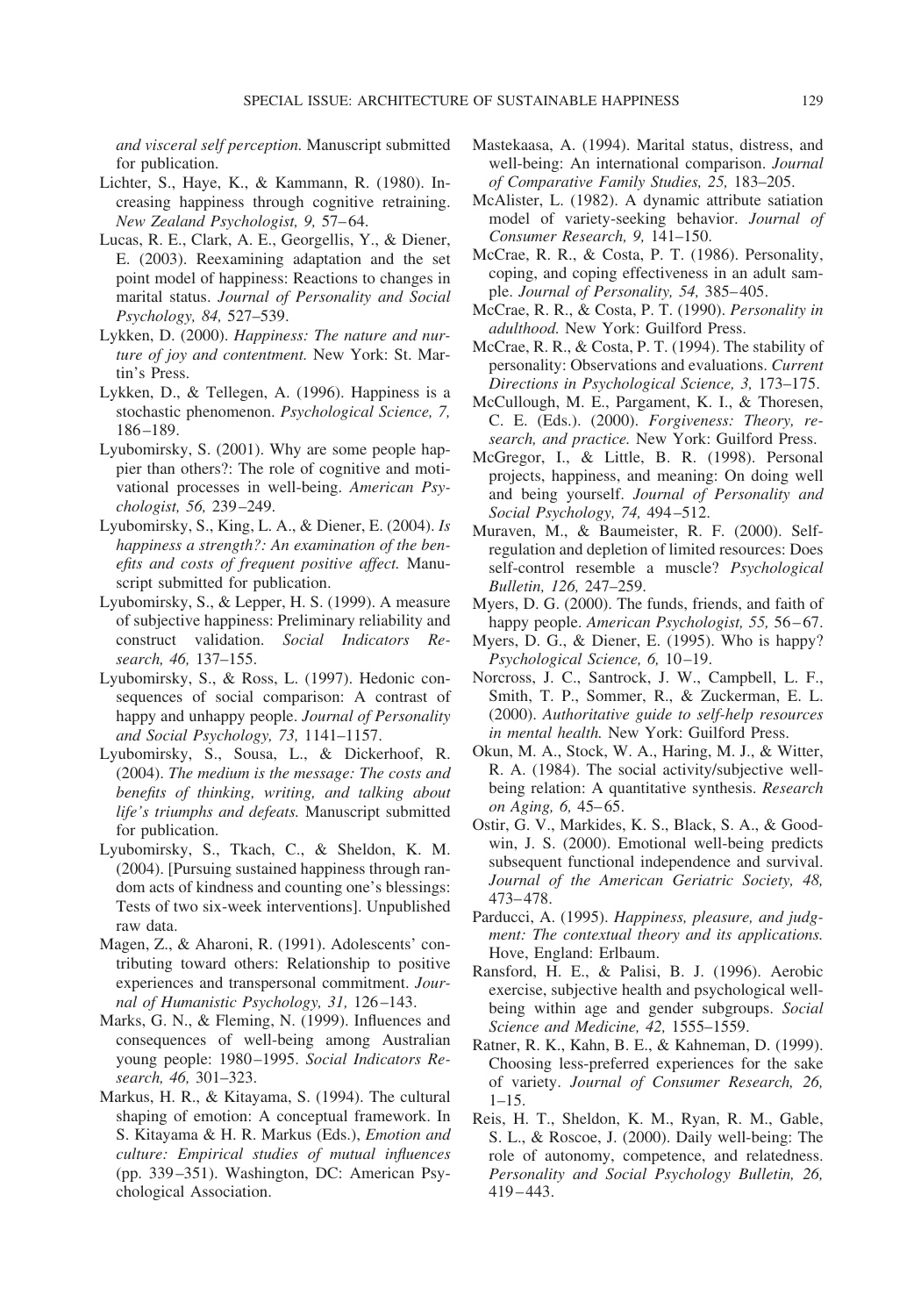*and visceral self perception.* Manuscript submitted for publication.

Lichter, S., Haye, K., & Kammann, R. (1980). Increasing happiness through cognitive retraining. *New Zealand Psychologist, 9,* 57–64.

Lucas, R. E., Clark, A. E., Georgellis, Y., & Diener, E. (2003). Reexamining adaptation and the set point model of happiness: Reactions to changes in marital status. *Journal of Personality and Social Psychology, 84,* 527–539.

Lykken, D. (2000). *Happiness: The nature and nurture of joy and contentment.* New York: St. Martin's Press.

Lykken, D., & Tellegen, A. (1996). Happiness is a stochastic phenomenon. *Psychological Science, 7,* 186–189.

Lyubomirsky, S. (2001). Why are some people happier than others?: The role of cognitive and motivational processes in well-being. *American Psychologist, 56,* 239–249.

Lyubomirsky, S., King, L. A., & Diener, E. (2004). *Is happiness a strength?: An examination of the benefits and costs of frequent positive affect.* Manuscript submitted for publication.

Lyubomirsky, S., & Lepper, H. S. (1999). A measure of subjective happiness: Preliminary reliability and construct validation. *Social Indicators Research, 46,* 137–155.

Lyubomirsky, S., & Ross, L. (1997). Hedonic consequences of social comparison: A contrast of happy and unhappy people. *Journal of Personality and Social Psychology, 73,* 1141–1157.

Lyubomirsky, S., Sousa, L., & Dickerhoof, R. (2004). *The medium is the message: The costs and benefits of thinking, writing, and talking about life's triumphs and defeats.* Manuscript submitted for publication.

Lyubomirsky, S., Tkach, C., & Sheldon, K. M. (2004). [Pursuing sustained happiness through random acts of kindness and counting one's blessings: Tests of two six-week interventions]. Unpublished raw data.

Magen, Z., & Aharoni, R. (1991). Adolescents' contributing toward others: Relationship to positive experiences and transpersonal commitment. *Journal of Humanistic Psychology, 31,* 126–143.

Marks, G. N., & Fleming, N. (1999). Influences and consequences of well-being among Australian young people: 1980–1995. *Social Indicators Research, 46,* 301–323.

Markus, H. R., & Kitayama, S. (1994). The cultural shaping of emotion: A conceptual framework. In S. Kitayama & H. R. Markus (Eds.), *Emotion and culture: Empirical studies of mutual influences* (pp. 339–351). Washington, DC: American Psychological Association.

Mastekaasa, A. (1994). Marital status, distress, and well-being: An international comparison. *Journal of Comparative Family Studies, 25,* 183–205.

McAlister, L. (1982). A dynamic attribute satiation model of variety-seeking behavior. *Journal of Consumer Research, 9,* 141–150.

McCrae, R. R., & Costa, P. T. (1986). Personality, coping, and coping effectiveness in an adult sample. *Journal of Personality, 54,* 385–405.

McCrae, R. R., & Costa, P. T. (1990). *Personality in adulthood.* New York: Guilford Press.

McCrae, R. R., & Costa, P. T. (1994). The stability of personality: Observations and evaluations. *Current Directions in Psychological Science, 3,* 173–175.

McCullough, M. E., Pargament, K. I., & Thoresen, C. E. (Eds.). (2000). *Forgiveness: Theory, research, and practice.* New York: Guilford Press.

McGregor, I., & Little, B. R. (1998). Personal projects, happiness, and meaning: On doing well and being yourself. *Journal of Personality and Social Psychology, 74,* 494–512.

Muraven, M., & Baumeister, R. F. (2000). Self-regulation and depletion of limited resources: Does self-control resemble a muscle? *Psychological Bulletin, 126,* 247–259.

Myers, D. G. (2000). The funds, friends, and faith of happy people. *American Psychologist, 55,* 56–67.

Myers, D. G., & Diener, E. (1995). Who is happy? *Psychological Science, 6,* 10–19.

Norcross, J. C., Santrock, J. W., Campbell, L. F., Smith, T. P., Sommer, R., & Zuckerman, E. L. (2000). *Authoritative guide to self-help resources in mental health.* New York: Guilford Press.

Okun, M. A., Stock, W. A., Haring, M. J., & Witter, R. A. (1984). The social activity/subjective well-being relation: A quantitative synthesis. *Research on Aging, 6,* 45–65.

Ostir, G. V., Markides, K. S., Black, S. A., & Goodwin, J. S. (2000). Emotional well-being predicts subsequent functional independence and survival. *Journal of the American Geriatric Society, 48,* 473–478.

Parducci, A. (1995). *Happiness, pleasure, and judgment: The contextual theory and its applications.* Hove, England: Erlbaum.

Ransford, H. E., & Palisi, B. J. (1996). Aerobic exercise, subjective health and psychological well-being within age and gender subgroups. *Social Science and Medicine, 42,* 1555–1559.

Ratner, R. K., Kahn, B. E., & Kahneman, D. (1999). Choosing less-preferred experiences for the sake of variety. *Journal of Consumer Research, 26,* 1–15.

Reis, H. T., Sheldon, K. M., Ryan, R. M., Gable, S. L., & Roscoe, J. (2000). Daily well-being: The role of autonomy, competence, and relatedness. *Personality and Social Psychology Bulletin, 26,* 419–443.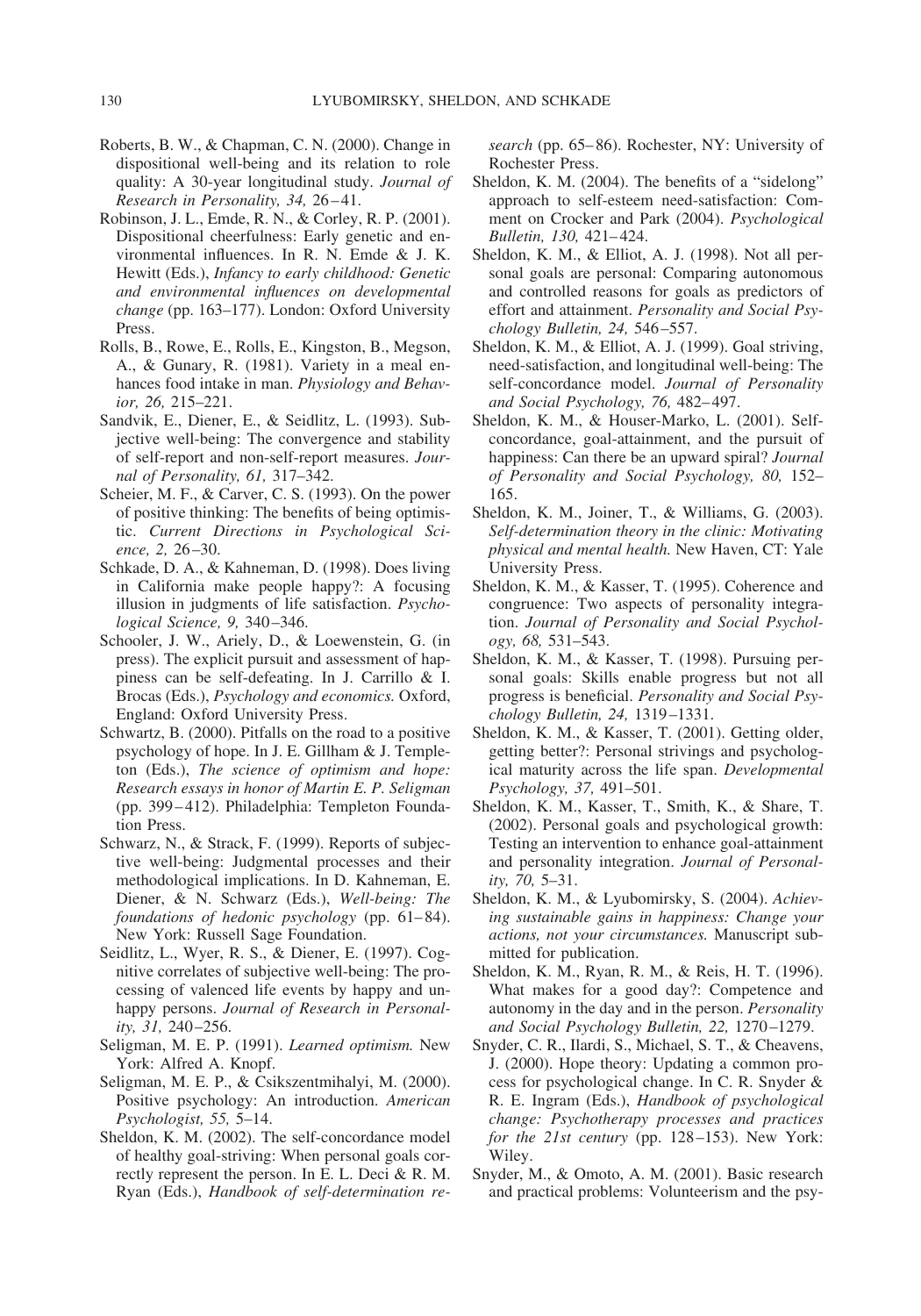Roberts, B. W., & Chapman, C. N. (2000). Change in dispositional well-being and its relation to role quality: A 30-year longitudinal study. *Journal of Research in Personality, 34,* 26–41.

Robinson, J. L., Emde, R. N., & Corley, R. P. (2001). Dispositional cheerfulness: Early genetic and environmental influences. In R. N. Emde & J. K. Hewitt (Eds.), *Infancy to early childhood: Genetic and environmental influences on developmental change* (pp. 163–177). London: Oxford University Press.

Rolls, B., Rowe, E., Rolls, E., Kingston, B., Megson, A., & Gunary, R. (1981). Variety in a meal enhances food intake in man. *Physiology and Behavior, 26,* 215–221.

Sandvik, E., Diener, E., & Seidlitz, L. (1993). Subjective well-being: The convergence and stability of self-report and non-self-report measures. *Journal of Personality, 61,* 317–342.

Scheier, M. F., & Carver, C. S. (1993). On the power of positive thinking: The benefits of being optimistic. *Current Directions in Psychological Science, 2,* 26–30.

Schkade, D. A., & Kahneman, D. (1998). Does living in California make people happy?: A focusing illusion in judgments of life satisfaction. *Psychological Science, 9,* 340–346.

Schooler, J. W., Ariely, D., & Loewenstein, G. (in press). The explicit pursuit and assessment of happiness can be self-defeating. In J. Carrillo & I. Brocas (Eds.), *Psychology and economics.* Oxford, England: Oxford University Press.

Schwartz, B. (2000). Pitfalls on the road to a positive psychology of hope. In J. E. Gillham & J. Templeton (Eds.), *The science of optimism and hope: Research essays in honor of Martin E. P. Seligman* (pp. 399–412). Philadelphia: Templeton Foundation Press.

Schwarz, N., & Strack, F. (1999). Reports of subjective well-being: Judgmental processes and their methodological implications. In D. Kahneman, E. Diener, & N. Schwarz (Eds.), *Well-being: The foundations of hedonic psychology* (pp. 61–84). New York: Russell Sage Foundation.

Seidlitz, L., Wyer, R. S., & Diener, E. (1997). Cognitive correlates of subjective well-being: The processing of valenced life events by happy and unhappy persons. *Journal of Research in Personality, 31,* 240–256.

Seligman, M. E. P. (1991). *Learned optimism.* New York: Alfred A. Knopf.

Seligman, M. E. P., & Csikszentmihalyi, M. (2000). Positive psychology: An introduction. *American Psychologist, 55,* 5–14.

Sheldon, K. M. (2002). The self-concordance model of healthy goal-striving: When personal goals correctly represent the person. In E. L. Deci & R. M. Ryan (Eds.), *Handbook of self-determination research* (pp. 65–86). Rochester, NY: University of Rochester Press.

Sheldon, K. M. (2004). The benefits of a "sidelong" approach to self-esteem need-satisfaction: Comment on Crocker and Park (2004). *Psychological Bulletin, 130,* 421–424.

Sheldon, K. M., & Elliot, A. J. (1998). Not all personal goals are personal: Comparing autonomous and controlled reasons for goals as predictors of effort and attainment. *Personality and Social Psychology Bulletin, 24,* 546–557.

Sheldon, K. M., & Elliot, A. J. (1999). Goal striving, need-satisfaction, and longitudinal well-being: The self-concordance model. *Journal of Personality and Social Psychology, 76,* 482–497.

Sheldon, K. M., & Houser-Marko, L. (2001). Self-concordance, goal-attainment, and the pursuit of happiness: Can there be an upward spiral? *Journal of Personality and Social Psychology, 80,* 152–165.

Sheldon, K. M., Joiner, T., & Williams, G. (2003). *Self-determination theory in the clinic: Motivating physical and mental health.* New Haven, CT: Yale University Press.

Sheldon, K. M., & Kasser, T. (1995). Coherence and congruence: Two aspects of personality integration. *Journal of Personality and Social Psychology, 68,* 531–543.

Sheldon, K. M., & Kasser, T. (1998). Pursuing personal goals: Skills enable progress but not all progress is beneficial. *Personality and Social Psychology Bulletin, 24,* 1319–1331.

Sheldon, K. M., & Kasser, T. (2001). Getting older, getting better?: Personal strivings and psychological maturity across the life span. *Developmental Psychology, 37,* 491–501.

Sheldon, K. M., Kasser, T., Smith, K., & Share, T. (2002). Personal goals and psychological growth: Testing an intervention to enhance goal-attainment and personality integration. *Journal of Personality, 70,* 5–31.

Sheldon, K. M., & Lyubomirsky, S. (2004). *Achieving sustainable gains in happiness: Change your actions, not your circumstances.* Manuscript submitted for publication.

Sheldon, K. M., Ryan, R. M., & Reis, H. T. (1996). What makes for a good day?: Competence and autonomy in the day and in the person. *Personality and Social Psychology Bulletin, 22,* 1270–1279.

Snyder, C. R., Ilardi, S., Michael, S. T., & Cheavens, J. (2000). Hope theory: Updating a common process for psychological change. In C. R. Snyder & R. E. Ingram (Eds.), *Handbook of psychological change: Psychotherapy processes and practices for the 21st century* (pp. 128–153). New York: Wiley.

Snyder, M., & Omoto, A. M. (2001). Basic research and practical problems: Volunteerism and the psy-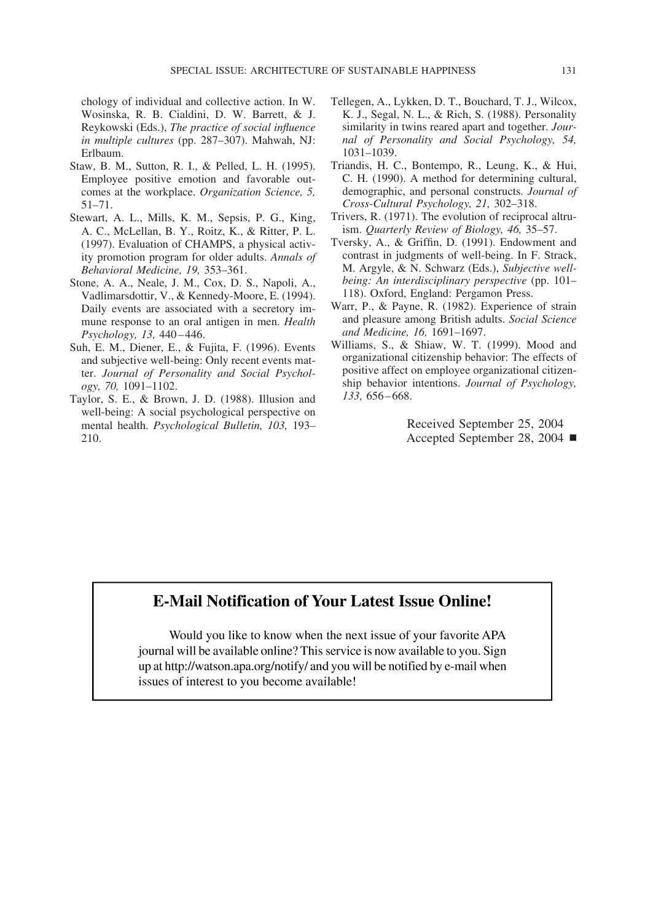chology of individual and collective action. In W. Wosinska, R. B. Cialdini, D. W. Barrett, & J. Reykowski (Eds.), *The practice of social influence in multiple cultures* (pp. 287–307). Mahwah, NJ: Erlbaum.

Staw, B. M., Sutton, R. I., & Pelled, L. H. (1995). Employee positive emotion and favorable outcomes at the workplace. *Organization Science, 5,* 51–71.

Stewart, A. L., Mills, K. M., Sepsis, P. G., King, A. C., McLellan, B. Y., Roitz, K., & Ritter, P. L. (1997). Evaluation of CHAMPS, a physical activity promotion program for older adults. *Annals of Behavioral Medicine, 19,* 353–361.

Stone, A. A., Neale, J. M., Cox, D. S., Napoli, A., Vadlimarsdottir, V., & Kennedy-Moore, E. (1994). Daily events are associated with a secretory immune response to an oral antigen in men. *Health Psychology, 13,* 440–446.

Suh, E. M., Diener, E., & Fujita, F. (1996). Events and subjective well-being: Only recent events matter. *Journal of Personality and Social Psychology, 70,* 1091–1102.

Taylor, S. E., & Brown, J. D. (1988). Illusion and well-being: A social psychological perspective on mental health. *Psychological Bulletin, 103,* 193–210.

Tellegen, A., Lykken, D. T., Bouchard, T. J., Wilcox, K. J., Segal, N. L., & Rich, S. (1988). Personality similarity in twins reared apart and together. *Journal of Personality and Social Psychology, 54,* 1031–1039.

Triandis, H. C., Bontempo, R., Leung, K., & Hui, C. H. (1990). A method for determining cultural, demographic, and personal constructs. *Journal of Cross-Cultural Psychology, 21,* 302–318.

Trivers, R. (1971). The evolution of reciprocal altruism. *Quarterly Review of Biology, 46,* 35–57.

Tversky, A., & Griffin, D. (1991). Endowment and contrast in judgments of well-being. In F. Strack, M. Argyle, & N. Schwarz (Eds.), *Subjective well-being: An interdisciplinary perspective* (pp. 101–118). Oxford, England: Pergamon Press.

Warr, P., & Payne, R. (1982). Experience of strain and pleasure among British adults. *Social Science and Medicine, 16,* 1691–1697.

Williams, S., & Shiaw, W. T. (1999). Mood and organizational citizenship behavior: The effects of positive affect on employee organizational citizenship behavior intentions. *Journal of Psychology, 133,* 656–668.

Received September 25, 2004
Accepted September 28, 2004 ■

## E-Mail Notification of Your Latest Issue Online!

Would you like to know when the next issue of your favorite APA journal will be available online? This service is now available to you. Sign up at http://watson.apa.org/notify/ and you will be notified by e-mail when issues of interest to you become available!